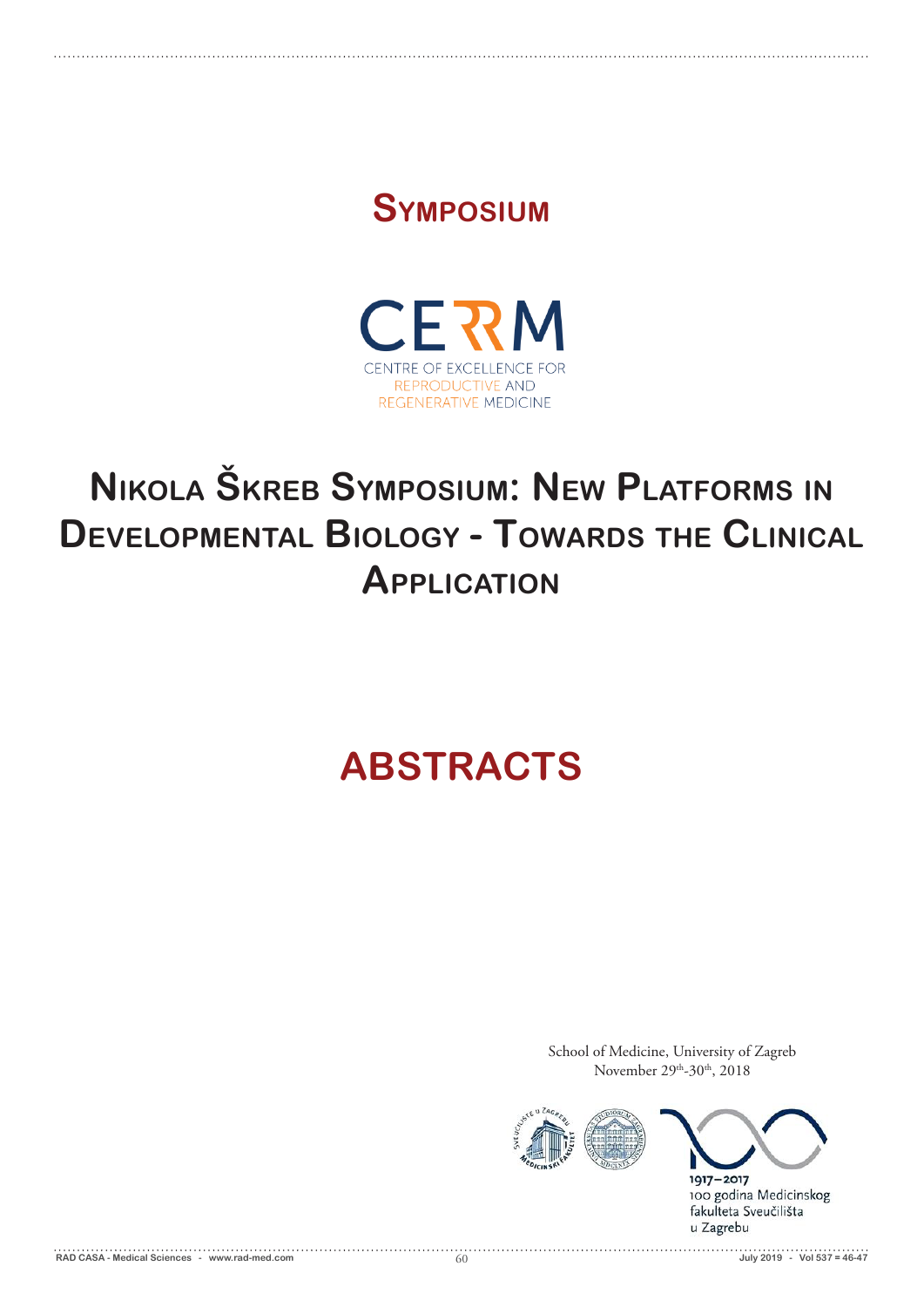# Symposium

CERM

CENTRE OF EXCELLENCE FOR REPRODUCTIVE AND REGENERATIVE MEDICINE

# Nikola Škreb Symposium: New Platforms in Developmental Biology - Towards the Clinical Application

# ABSTRACTS

School of Medicine, University of Zagreb
November 29th-30th, 2018

1917–2017
100 godina Medicinskog fakulteta Sveučilišta u Zagrebu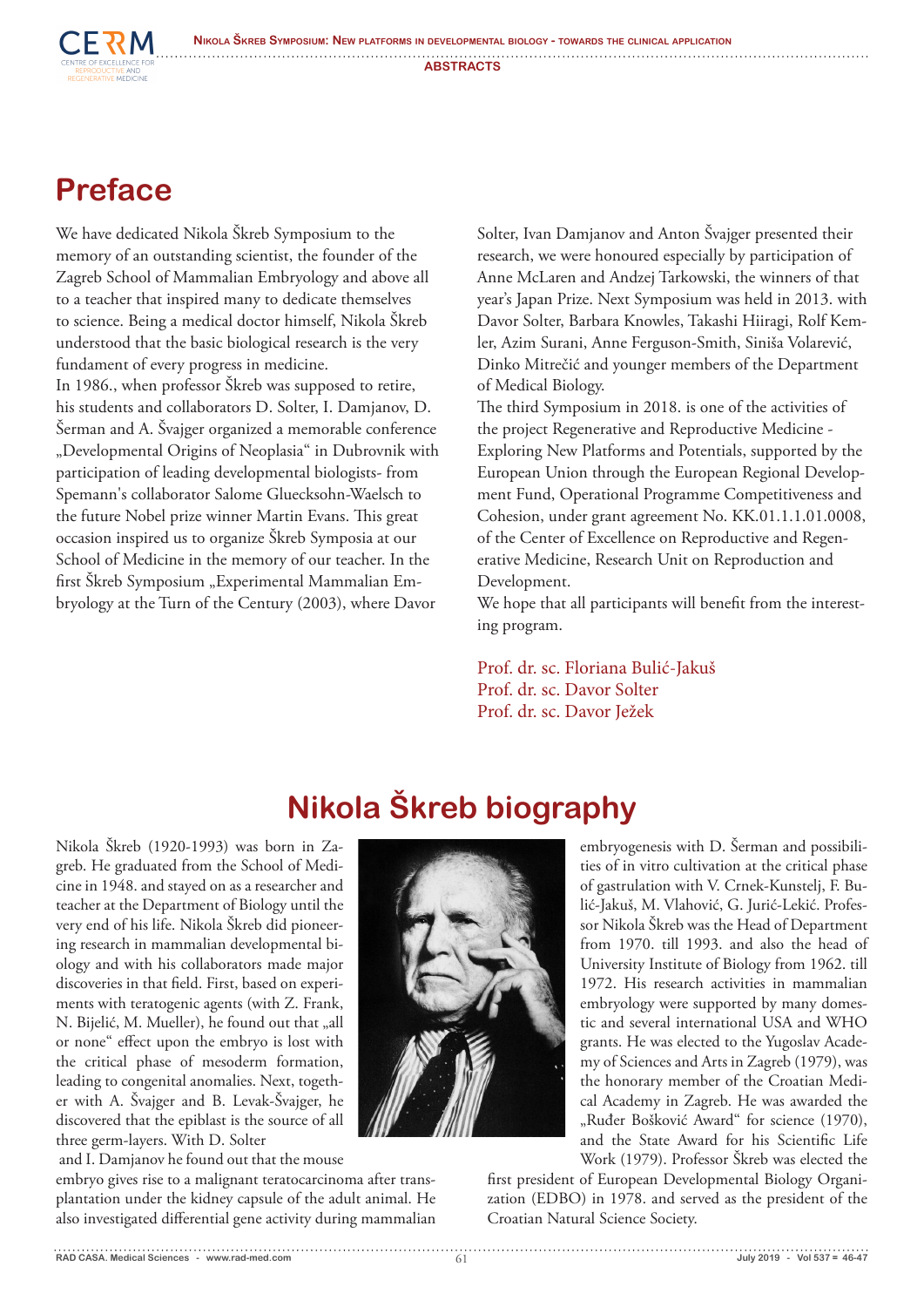# Preface

We have dedicated Nikola Škreb Symposium to the memory of an outstanding scientist, the founder of the Zagreb School of Mammalian Embryology and above all to a teacher that inspired many to dedicate themselves to science. Being a medical doctor himself, Nikola Škreb understood that the basic biological research is the very fundament of every progress in medicine.

In 1986., when professor Škreb was supposed to retire, his students and collaborators D. Solter, I. Damjanov, D. Šerman and A. Švajger organized a memorable conference „Developmental Origins of Neoplasia“ in Dubrovnik with participation of leading developmental biologists- from Spemann's collaborator Salome Gluecksohn-Waelsch to the future Nobel prize winner Martin Evans. This great occasion inspired us to organize Škreb Symposia at our School of Medicine in the memory of our teacher. In the first Škreb Symposium „Experimental Mammalian Embryology at the Turn of the Century (2003), where Davor Solter, Ivan Damjanov and Anton Švajger presented their research, we were honoured especially by participation of Anne McLaren and Andzej Tarkowski, the winners of that year's Japan Prize. Next Symposium was held in 2013. with Davor Solter, Barbara Knowles, Takashi Hiiragi, Rolf Kemler, Azim Surani, Anne Ferguson-Smith, Siniša Volarević, Dinko Mitrečić and younger members of the Department of Medical Biology.

The third Symposium in 2018. is one of the activities of the project Regenerative and Reproductive Medicine - Exploring New Platforms and Potentials, supported by the European Union through the European Regional Development Fund, Operational Programme Competitiveness and Cohesion, under grant agreement No. KK.01.1.1.01.0008, of the Center of Excellence on Reproductive and Regenerative Medicine, Research Unit on Reproduction and Development.

We hope that all participants will benefit from the interesting program.

Prof. dr. sc. Floriana Bulić-Jakuš
Prof. dr. sc. Davor Solter
Prof. dr. sc. Davor Ježek

# Nikola Škreb biography

Nikola Škreb (1920-1993) was born in Zagreb. He graduated from the School of Medicine in 1948. and stayed on as a researcher and teacher at the Department of Biology until the very end of his life. Nikola Škreb did pioneering research in mammalian developmental biology and with his collaborators made major discoveries in that field. First, based on experiments with teratogenic agents (with Z. Frank, N. Bijelić, M. Mueller), he found out that „all or none“ effect upon the embryo is lost with the critical phase of mesoderm formation, leading to congenital anomalies. Next, together with A. Švajger and B. Levak-Švajger, he discovered that the epiblast is the source of all three germ-layers. With D. Solter and I. Damjanov he found out that the mouse embryo gives rise to a malignant teratocarcinoma after transplantation under the kidney capsule of the adult animal. He also investigated differential gene activity during mammalian embryogenesis with D. Šerman and possibilities of in vitro cultivation at the critical phase of gastrulation with V. Crnek-Kunstelj, F. Bulić-Jakuš, M. Vlahović, G. Jurić-Lekić. Professor Nikola Škreb was the Head of Department from 1970. till 1993. and also the head of University Institute of Biology from 1962. till 1972. His research activities in mammalian embryology were supported by many domestic and several international USA and WHO grants. He was elected to the Yugoslav Academy of Sciences and Arts in Zagreb (1979), was the honorary member of the Croatian Medical Academy in Zagreb. He was awarded the „Ruđer Bošković Award“ for science (1970), and the State Award for his Scientific Life Work (1979). Professor Škreb was elected the first president of European Developmental Biology Organization (EDBO) in 1978. and served as the president of the Croatian Natural Science Society.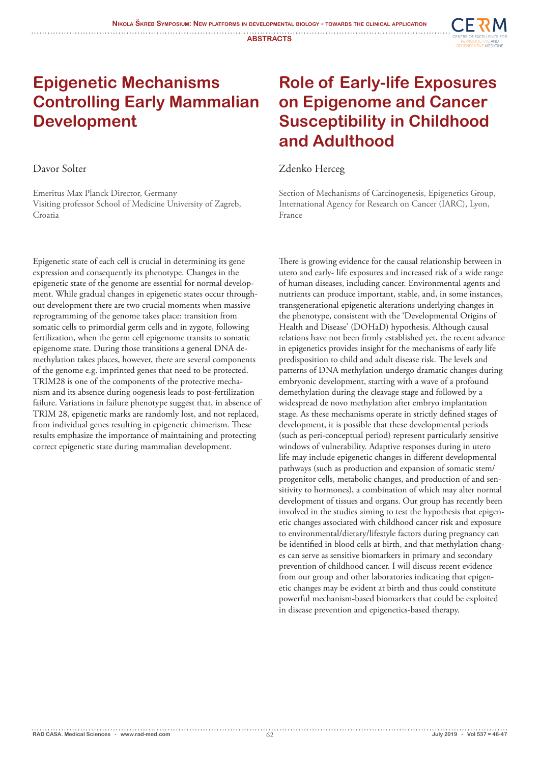# Epigenetic Mechanisms Controlling Early Mammalian Development

Davor Solter

Emeritus Max Planck Director, Germany
Visiting professor School of Medicine University of Zagreb, Croatia

Epigenetic state of each cell is crucial in determining its gene expression and consequently its phenotype. Changes in the epigenetic state of the genome are essential for normal development. While gradual changes in epigenetic states occur throughout development there are two crucial moments when massive reprogramming of the genome takes place: transition from somatic cells to primordial germ cells and in zygote, following fertilization, when the germ cell epigenome transits to somatic epigenome state. During those transitions a general DNA demethylation takes places, however, there are several components of the genome e.g. imprinted genes that need to be protected. TRIM28 is one of the components of the protective mechanism and its absence during oogenesis leads to post-fertilization failure. Variations in failure phenotype suggest that, in absence of TRIM 28, epigenetic marks are randomly lost, and not replaced, from individual genes resulting in epigenetic chimerism. These results emphasize the importance of maintaining and protecting correct epigenetic state during mammalian development.

# Role of Early-life Exposures on Epigenome and Cancer Susceptibility in Childhood and Adulthood

Zdenko Herceg

Section of Mechanisms of Carcinogenesis, Epigenetics Group, International Agency for Research on Cancer (IARC), Lyon, France

There is growing evidence for the causal relationship between in utero and early- life exposures and increased risk of a wide range of human diseases, including cancer. Environmental agents and nutrients can produce important, stable, and, in some instances, transgenerational epigenetic alterations underlying changes in the phenotype, consistent with the 'Developmental Origins of Health and Disease' (DOHaD) hypothesis. Although causal relations have not been firmly established yet, the recent advance in epigenetics provides insight for the mechanisms of early life predisposition to child and adult disease risk. The levels and patterns of DNA methylation undergo dramatic changes during embryonic development, starting with a wave of a profound demethylation during the cleavage stage and followed by a widespread de novo methylation after embryo implantation stage. As these mechanisms operate in strictly defined stages of development, it is possible that these developmental periods (such as peri-conceptual period) represent particularly sensitive windows of vulnerability. Adaptive responses during in utero life may include epigenetic changes in different developmental pathways (such as production and expansion of somatic stem/progenitor cells, metabolic changes, and production of and sensitivity to hormones), a combination of which may alter normal development of tissues and organs. Our group has recently been involved in the studies aiming to test the hypothesis that epigenetic changes associated with childhood cancer risk and exposure to environmental/dietary/lifestyle factors during pregnancy can be identified in blood cells at birth, and that methylation changes can serve as sensitive biomarkers in primary and secondary prevention of childhood cancer. I will discuss recent evidence from our group and other laboratories indicating that epigenetic changes may be evident at birth and thus could constitute powerful mechanism-based biomarkers that could be exploited in disease prevention and epigenetics-based therapy.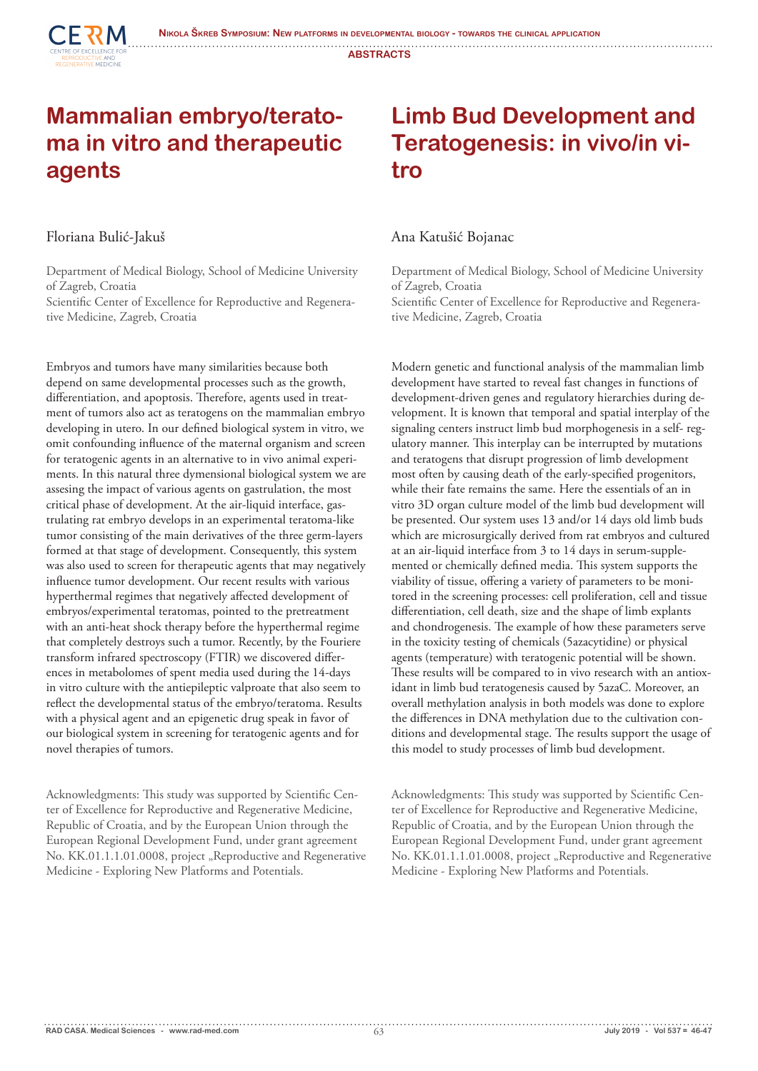# Mammalian embryo/teratoma in vitro and therapeutic agents

Floriana Bulić-Jakuš

Department of Medical Biology, School of Medicine University of Zagreb, Croatia
Scientific Center of Excellence for Reproductive and Regenerative Medicine, Zagreb, Croatia

Embryos and tumors have many similarities because both depend on same developmental processes such as the growth, differentiation, and apoptosis. Therefore, agents used in treatment of tumors also act as teratogens on the mammalian embryo developing in utero. In our defined biological system in vitro, we omit confounding influence of the maternal organism and screen for teratogenic agents in an alternative to in vivo animal experiments. In this natural three dymensional biological system we are assesing the impact of various agents on gastrulation, the most critical phase of development. At the air-liquid interface, gastrulating rat embryo develops in an experimental teratoma-like tumor consisting of the main derivatives of the three germ-layers formed at that stage of development. Consequently, this system was also used to screen for therapeutic agents that may negatively influence tumor development. Our recent results with various hyperthermal regimes that negatively affected development of embryos/experimental teratomas, pointed to the pretreatment with an anti-heat shock therapy before the hyperthermal regime that completely destroys such a tumor. Recently, by the Fouriere transform infrared spectroscopy (FTIR) we discovered differences in metabolomes of spent media used during the 14-days in vitro culture with the antiepileptic valproate that also seem to reflect the developmental status of the embryo/teratoma. Results with a physical agent and an epigenetic drug speak in favor of our biological system in screening for teratogenic agents and for novel therapies of tumors.

Acknowledgments: This study was supported by Scientific Center of Excellence for Reproductive and Regenerative Medicine, Republic of Croatia, and by the European Union through the European Regional Development Fund, under grant agreement No. KK.01.1.1.01.0008, project „Reproductive and Regenerative Medicine - Exploring New Platforms and Potentials.

# Limb Bud Development and Teratogenesis: in vivo/in vitro

Ana Katušić Bojanac

Department of Medical Biology, School of Medicine University of Zagreb, Croatia
Scientific Center of Excellence for Reproductive and Regenerative Medicine, Zagreb, Croatia

Modern genetic and functional analysis of the mammalian limb development have started to reveal fast changes in functions of development-driven genes and regulatory hierarchies during development. It is known that temporal and spatial interplay of the signaling centers instruct limb bud morphogenesis in a self- regulatory manner. This interplay can be interrupted by mutations and teratogens that disrupt progression of limb development most often by causing death of the early-specified progenitors, while their fate remains the same. Here the essentials of an in vitro 3D organ culture model of the limb bud development will be presented. Our system uses 13 and/or 14 days old limb buds which are microsurgically derived from rat embryos and cultured at an air-liquid interface from 3 to 14 days in serum-supplemented or chemically defined media. This system supports the viability of tissue, offering a variety of parameters to be monitored in the screening processes: cell proliferation, cell and tissue differentiation, cell death, size and the shape of limb explants and chondrogenesis. The example of how these parameters serve in the toxicity testing of chemicals (5azacytidine) or physical agents (temperature) with teratogenic potential will be shown. These results will be compared to in vivo research with an antioxidant in limb bud teratogenesis caused by 5azaC. Moreover, an overall methylation analysis in both models was done to explore the differences in DNA methylation due to the cultivation conditions and developmental stage. The results support the usage of this model to study processes of limb bud development.

Acknowledgments: This study was supported by Scientific Center of Excellence for Reproductive and Regenerative Medicine, Republic of Croatia, and by the European Union through the European Regional Development Fund, under grant agreement No. KK.01.1.1.01.0008, project „Reproductive and Regenerative Medicine - Exploring New Platforms and Potentials.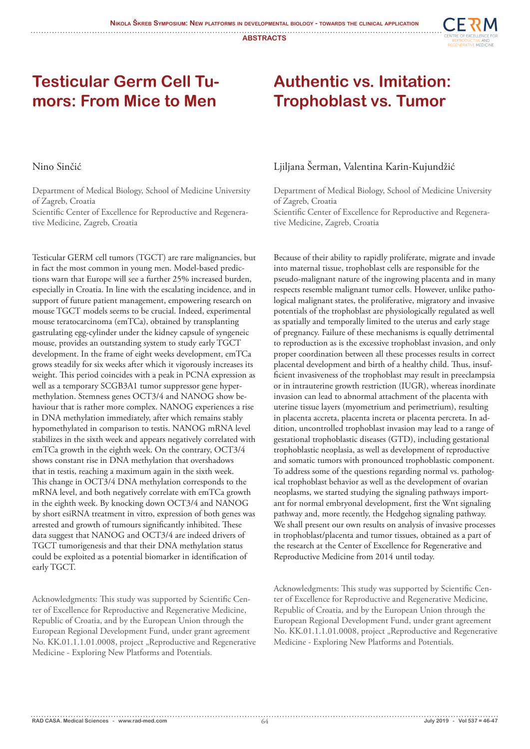# Testicular Germ Cell Tumors: From Mice to Men

Nino Sinčić

Department of Medical Biology, School of Medicine University of Zagreb, Croatia
Scientific Center of Excellence for Reproductive and Regenerative Medicine, Zagreb, Croatia

Testicular GERM cell tumors (TGCT) are rare malignancies, but in fact the most common in young men. Model-based predictions warn that Europe will see a further 25% increased burden, especially in Croatia. In line with the escalating incidence, and in support of future patient management, empowering research on mouse TGCT models seems to be crucial. Indeed, experimental mouse teratocarcinoma (emTCa), obtained by transplanting gastrulating egg-cylinder under the kidney capsule of syngeneic mouse, provides an outstanding system to study early TGCT development. In the frame of eight weeks development, emTCa grows steadily for six weeks after which it vigorously increases its weight. This period coincides with a peak in PCNA expression as well as a temporary SCGB3A1 tumor suppressor gene hypermethylation. Stemness genes OCT3/4 and NANOG show behaviour that is rather more complex. NANOG experiences a rise in DNA methylation immediately, after which remains stably hypomethylated in comparison to testis. NANOG mRNA level stabilizes in the sixth week and appears negatively correlated with emTCa growth in the eighth week. On the contrary, OCT3/4 shows constant rise in DNA methylation that overshadows that in testis, reaching a maximum again in the sixth week. This change in OCT3/4 DNA methylation corresponds to the mRNA level, and both negatively correlate with emTCa growth in the eighth week. By knocking down OCT3/4 and NANOG by short esiRNA treatment in vitro, expression of both genes was arrested and growth of tumours significantly inhibited. These data suggest that NANOG and OCT3/4 are indeed drivers of TGCT tumorigenesis and that their DNA methylation status could be exploited as a potential biomarker in identification of early TGCT.

Acknowledgments: This study was supported by Scientific Center of Excellence for Reproductive and Regenerative Medicine, Republic of Croatia, and by the European Union through the European Regional Development Fund, under grant agreement No. KK.01.1.1.01.0008, project „Reproductive and Regenerative Medicine - Exploring New Platforms and Potentials.

# Authentic vs. Imitation: Trophoblast vs. Tumor

Ljiljana Šerman, Valentina Karin-Kujundžić

Department of Medical Biology, School of Medicine University of Zagreb, Croatia
Scientific Center of Excellence for Reproductive and Regenerative Medicine, Zagreb, Croatia

Because of their ability to rapidly proliferate, migrate and invade into maternal tissue, trophoblast cells are responsible for the pseudo-malignant nature of the ingrowing placenta and in many respects resemble malignant tumor cells. However, unlike pathological malignant states, the proliferative, migratory and invasive potentials of the trophoblast are physiologically regulated as well as spatially and temporally limited to the uterus and early stage of pregnancy. Failure of these mechanisms is equally detrimental to reproduction as is the excessive trophoblast invasion, and only proper coordination between all these processes results in correct placental development and birth of a healthy child. Thus, insufficient invasiveness of the trophoblast may result in preeclampsia or in intrauterine growth restriction (IUGR), whereas inordinate invasion can lead to abnormal attachment of the placenta with uterine tissue layers (myometrium and perimetrium), resulting in placenta accreta, placenta increta or placenta percreta. In addition, uncontrolled trophoblast invasion may lead to a range of gestational trophoblastic diseases (GTD), including gestational trophoblastic neoplasia, as well as development of reproductive and somatic tumors with pronounced trophoblastic component. To address some of the questions regarding normal vs. pathological trophoblast behavior as well as the development of ovarian neoplasms, we started studying the signaling pathways important for normal embryonal development, first the Wnt signaling pathway and, more recently, the Hedgehog signaling pathway. We shall present our own results on analysis of invasive processes in trophoblast/placenta and tumor tissues, obtained as a part of the research at the Center of Excellence for Regenerative and Reproductive Medicine from 2014 until today.

Acknowledgments: This study was supported by Scientific Center of Excellence for Reproductive and Regenerative Medicine, Republic of Croatia, and by the European Union through the European Regional Development Fund, under grant agreement No. KK.01.1.1.01.0008, project „Reproductive and Regenerative Medicine - Exploring New Platforms and Potentials.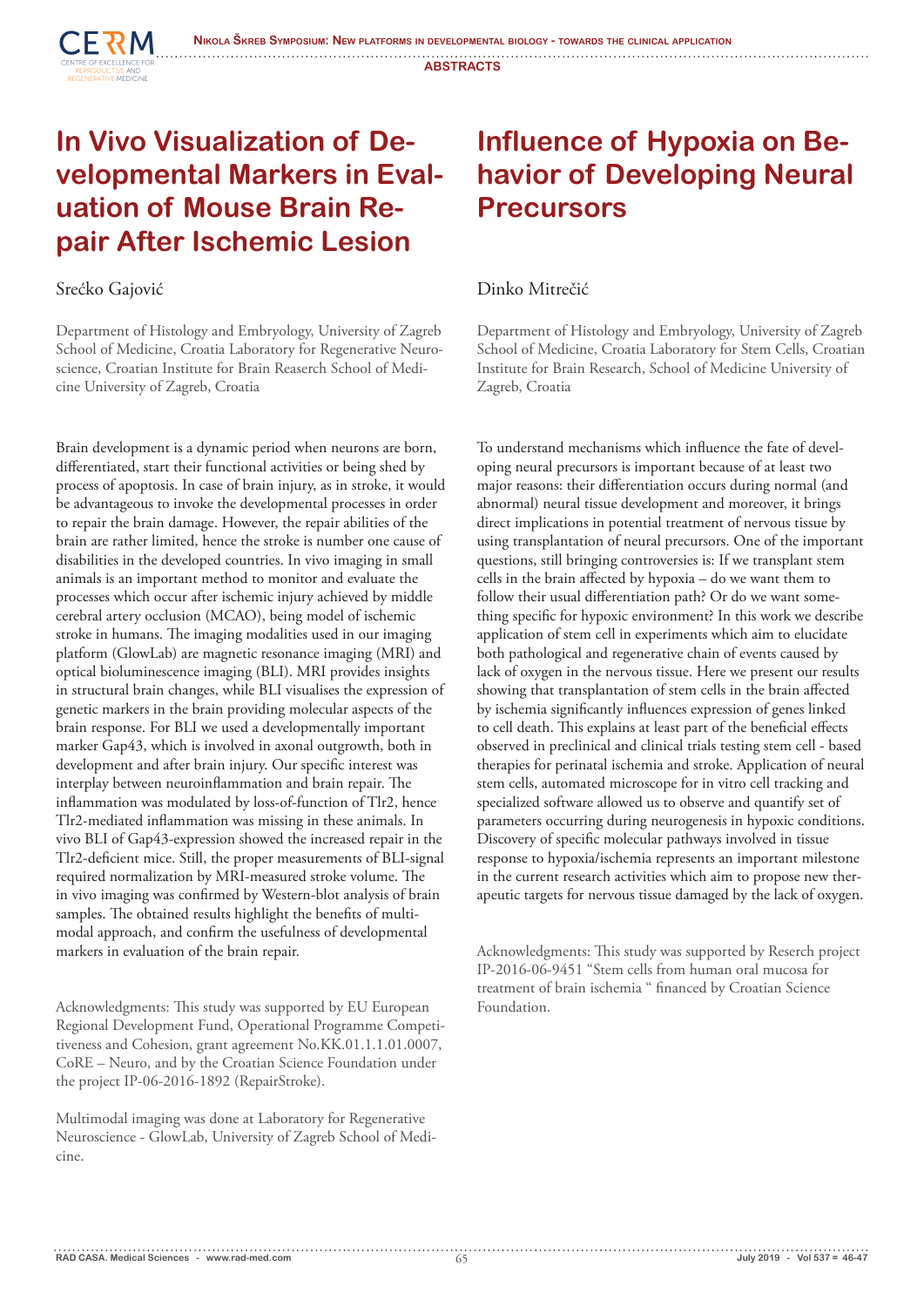# In Vivo Visualization of Developmental Markers in Evaluation of Mouse Brain Repair After Ischemic Lesion

Srećko Gajović

Department of Histology and Embryology, University of Zagreb School of Medicine, Croatia Laboratory for Regenerative Neuroscience, Croatian Institute for Brain Reaserch School of Medicine University of Zagreb, Croatia

Brain development is a dynamic period when neurons are born, differentiated, start their functional activities or being shed by process of apoptosis. In case of brain injury, as in stroke, it would be advantageous to invoke the developmental processes in order to repair the brain damage. However, the repair abilities of the brain are rather limited, hence the stroke is number one cause of disabilities in the developed countries. In vivo imaging in small animals is an important method to monitor and evaluate the processes which occur after ischemic injury achieved by middle cerebral artery occlusion (MCAO), being model of ischemic stroke in humans. The imaging modalities used in our imaging platform (GlowLab) are magnetic resonance imaging (MRI) and optical bioluminescence imaging (BLI). MRI provides insights in structural brain changes, while BLI visualises the expression of genetic markers in the brain providing molecular aspects of the brain response. For BLI we used a developmentally important marker Gap43, which is involved in axonal outgrowth, both in development and after brain injury. Our specific interest was interplay between neuroinflammation and brain repair. The inflammation was modulated by loss-of-function of Tlr2, hence Tlr2-mediated inflammation was missing in these animals. In vivo BLI of Gap43-expression showed the increased repair in the Tlr2-deficient mice. Still, the proper measurements of BLI-signal required normalization by MRI-measured stroke volume. The in vivo imaging was confirmed by Western-blot analysis of brain samples. The obtained results highlight the benefits of multimodal approach, and confirm the usefulness of developmental markers in evaluation of the brain repair.

Acknowledgments: This study was supported by EU European Regional Development Fund, Operational Programme Competitiveness and Cohesion, grant agreement No.KK.01.1.1.01.0007, CoRE – Neuro, and by the Croatian Science Foundation under the project IP-06-2016-1892 (RepairStroke).

Multimodal imaging was done at Laboratory for Regenerative Neuroscience - GlowLab, University of Zagreb School of Medicine.

# Influence of Hypoxia on Behavior of Developing Neural Precursors

Dinko Mitrečić

Department of Histology and Embryology, University of Zagreb School of Medicine, Croatia Laboratory for Stem Cells, Croatian Institute for Brain Research, School of Medicine University of Zagreb, Croatia

To understand mechanisms which influence the fate of developing neural precursors is important because of at least two major reasons: their differentiation occurs during normal (and abnormal) neural tissue development and moreover, it brings direct implications in potential treatment of nervous tissue by using transplantation of neural precursors. One of the important questions, still bringing controversies is: If we transplant stem cells in the brain affected by hypoxia – do we want them to follow their usual differentiation path? Or do we want something specific for hypoxic environment? In this work we describe application of stem cell in experiments which aim to elucidate both pathological and regenerative chain of events caused by lack of oxygen in the nervous tissue. Here we present our results showing that transplantation of stem cells in the brain affected by ischemia significantly influences expression of genes linked to cell death. This explains at least part of the beneficial effects observed in preclinical and clinical trials testing stem cell - based therapies for perinatal ischemia and stroke. Application of neural stem cells, automated microscope for in vitro cell tracking and specialized software allowed us to observe and quantify set of parameters occurring during neurogenesis in hypoxic conditions. Discovery of specific molecular pathways involved in tissue response to hypoxia/ischemia represents an important milestone in the current research activities which aim to propose new therapeutic targets for nervous tissue damaged by the lack of oxygen.

Acknowledgments: This study was supported by Reserch project IP-2016-06-9451 "Stem cells from human oral mucosa for treatment of brain ischemia " financed by Croatian Science Foundation.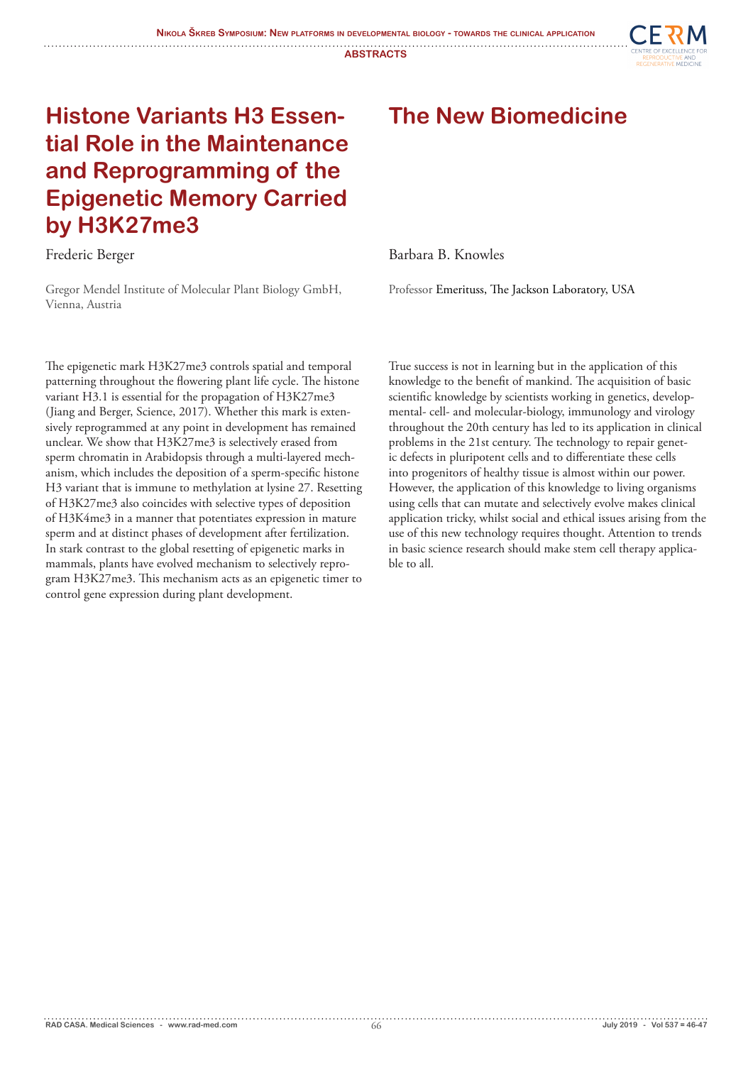# Histone Variants H3 Essential Role in the Maintenance and Reprogramming of the Epigenetic Memory Carried by H3K27me3

Frederic Berger

Gregor Mendel Institute of Molecular Plant Biology GmbH, Vienna, Austria

The epigenetic mark H3K27me3 controls spatial and temporal patterning throughout the flowering plant life cycle. The histone variant H3.1 is essential for the propagation of H3K27me3 (Jiang and Berger, Science, 2017). Whether this mark is extensively reprogrammed at any point in development has remained unclear. We show that H3K27me3 is selectively erased from sperm chromatin in Arabidopsis through a multi-layered mechanism, which includes the deposition of a sperm-specific histone H3 variant that is immune to methylation at lysine 27. Resetting of H3K27me3 also coincides with selective types of deposition of H3K4me3 in a manner that potentiates expression in mature sperm and at distinct phases of development after fertilization. In stark contrast to the global resetting of epigenetic marks in mammals, plants have evolved mechanism to selectively reprogram H3K27me3. This mechanism acts as an epigenetic timer to control gene expression during plant development.

# The New Biomedicine

Barbara B. Knowles

Professor Emerituss, The Jackson Laboratory, USA

True success is not in learning but in the application of this knowledge to the benefit of mankind. The acquisition of basic scientific knowledge by scientists working in genetics, developmental- cell- and molecular-biology, immunology and virology throughout the 20th century has led to its application in clinical problems in the 21st century. The technology to repair genetic defects in pluripotent cells and to differentiate these cells into progenitors of healthy tissue is almost within our power. However, the application of this knowledge to living organisms using cells that can mutate and selectively evolve makes clinical application tricky, whilst social and ethical issues arising from the use of this new technology requires thought. Attention to trends in basic science research should make stem cell therapy applicable to all.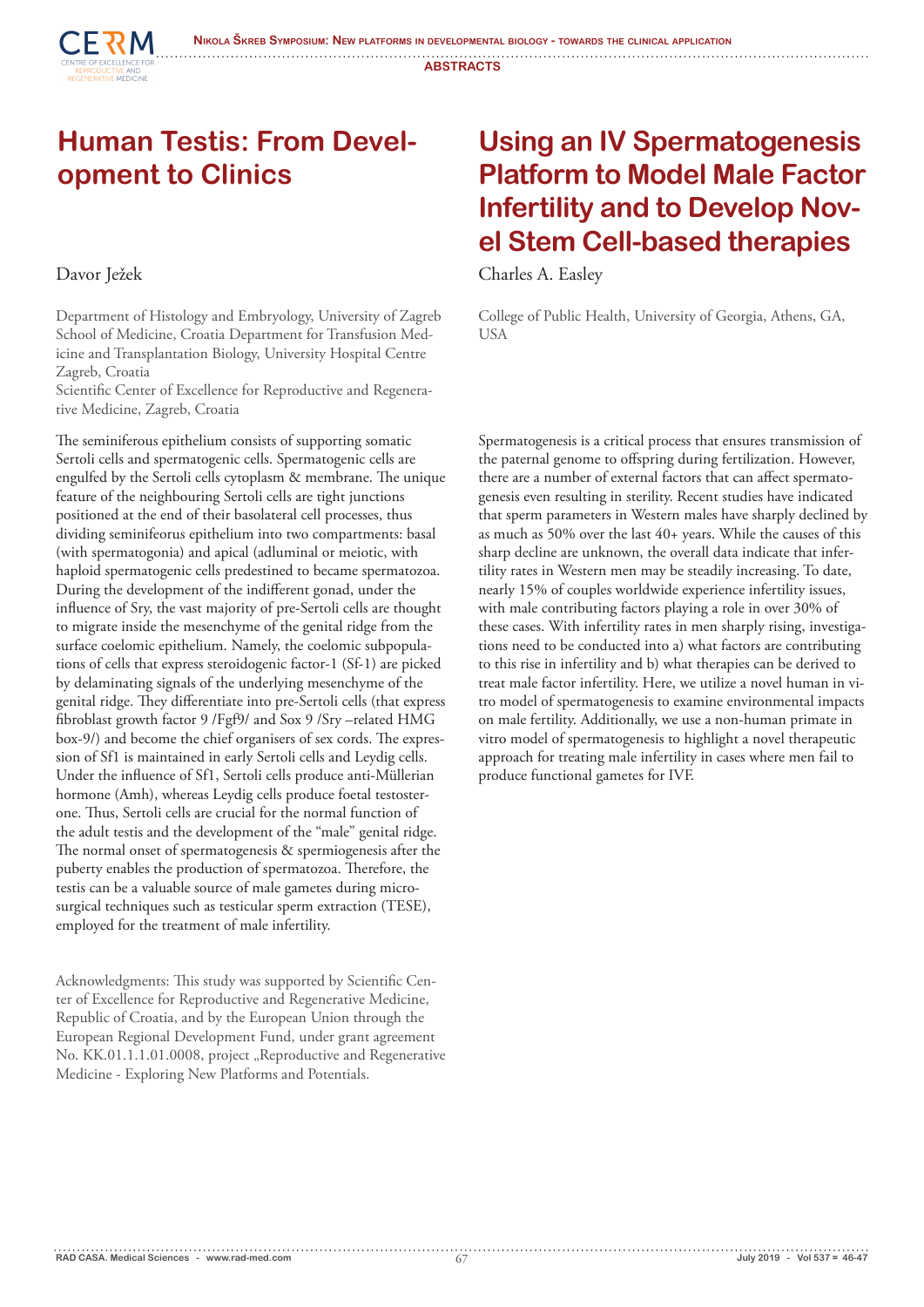# Human Testis: From Development to Clinics

Davor Ježek

Department of Histology and Embryology, University of Zagreb School of Medicine, Croatia Department for Transfusion Medicine and Transplantation Biology, University Hospital Centre Zagreb, Croatia
Scientific Center of Excellence for Reproductive and Regenerative Medicine, Zagreb, Croatia

The seminiferous epithelium consists of supporting somatic Sertoli cells and spermatogenic cells. Spermatogenic cells are engulfed by the Sertoli cells cytoplasm & membrane. The unique feature of the neighbouring Sertoli cells are tight junctions positioned at the end of their basolateral cell processes, thus dividing seminifeorus epithelium into two compartments: basal (with spermatogonia) and apical (adluminal or meiotic, with haploid spermatogenic cells predestined to became spermatozoa. During the development of the indifferent gonad, under the influence of Sry, the vast majority of pre-Sertoli cells are thought to migrate inside the mesenchyme of the genital ridge from the surface coelomic epithelium. Namely, the coelomic subpopulations of cells that express steroidogenic factor-1 (Sf-1) are picked by delaminating signals of the underlying mesenchyme of the genital ridge. They differentiate into pre-Sertoli cells (that express fibroblast growth factor 9 /Fgf9/ and Sox 9 /Sry –related HMG box-9/) and become the chief organisers of sex cords. The expression of Sf1 is maintained in early Sertoli cells and Leydig cells. Under the influence of Sf1, Sertoli cells produce anti-Müllerian hormone (Amh), whereas Leydig cells produce foetal testosterone. Thus, Sertoli cells are crucial for the normal function of the adult testis and the development of the "male" genital ridge. The normal onset of spermatogenesis & spermiogenesis after the puberty enables the production of spermatozoa. Therefore, the testis can be a valuable source of male gametes during microsurgical techniques such as testicular sperm extraction (TESE), employed for the treatment of male infertility.

Acknowledgments: This study was supported by Scientific Center of Excellence for Reproductive and Regenerative Medicine, Republic of Croatia, and by the European Union through the European Regional Development Fund, under grant agreement No. KK.01.1.1.01.0008, project „Reproductive and Regenerative Medicine - Exploring New Platforms and Potentials.

# Using an IV Spermatogenesis Platform to Model Male Factor Infertility and to Develop Novel Stem Cell-based therapies

Charles A. Easley

College of Public Health, University of Georgia, Athens, GA, USA

Spermatogenesis is a critical process that ensures transmission of the paternal genome to offspring during fertilization. However, there are a number of external factors that can affect spermatogenesis even resulting in sterility. Recent studies have indicated that sperm parameters in Western males have sharply declined by as much as 50% over the last 40+ years. While the causes of this sharp decline are unknown, the overall data indicate that infertility rates in Western men may be steadily increasing. To date, nearly 15% of couples worldwide experience infertility issues, with male contributing factors playing a role in over 30% of these cases. With infertility rates in men sharply rising, investigations need to be conducted into a) what factors are contributing to this rise in infertility and b) what therapies can be derived to treat male factor infertility. Here, we utilize a novel human in vitro model of spermatogenesis to examine environmental impacts on male fertility. Additionally, we use a non-human primate in vitro model of spermatogenesis to highlight a novel therapeutic approach for treating male infertility in cases where men fail to produce functional gametes for IVF.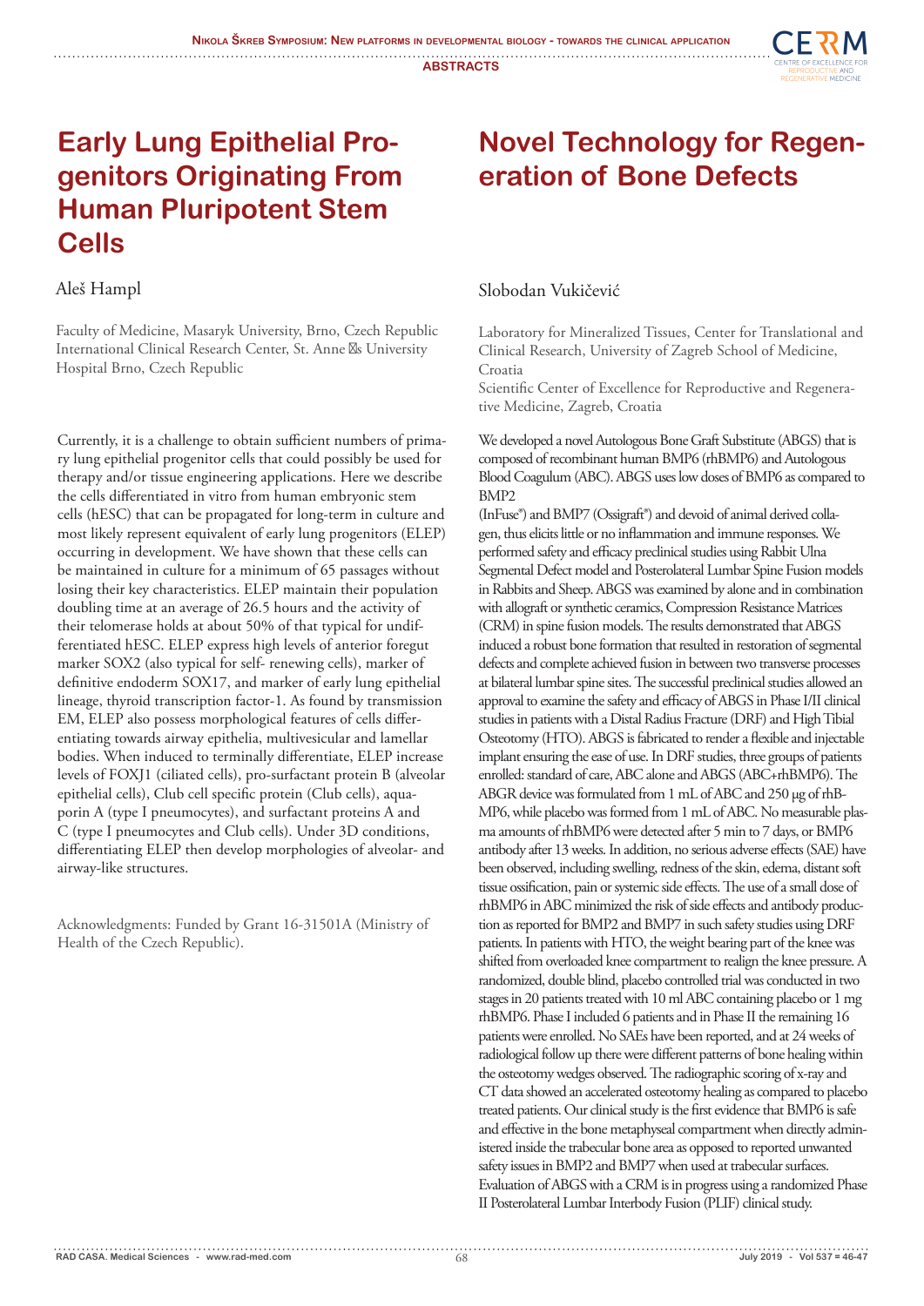# Early Lung Epithelial Progenitors Originating From Human Pluripotent Stem Cells

Aleš Hampl

Faculty of Medicine, Masaryk University, Brno, Czech Republic
International Clinical Research Center, St. Anne s University Hospital Brno, Czech Republic

Currently, it is a challenge to obtain sufficient numbers of primary lung epithelial progenitor cells that could possibly be used for therapy and/or tissue engineering applications. Here we describe the cells differentiated in vitro from human embryonic stem cells (hESC) that can be propagated for long-term in culture and most likely represent equivalent of early lung progenitors (ELEP) occurring in development. We have shown that these cells can be maintained in culture for a minimum of 65 passages without losing their key characteristics. ELEP maintain their population doubling time at an average of 26.5 hours and the activity of their telomerase holds at about 50% of that typical for undifferentiated hESC. ELEP express high levels of anterior foregut marker SOX2 (also typical for self- renewing cells), marker of definitive endoderm SOX17, and marker of early lung epithelial lineage, thyroid transcription factor-1. As found by transmission EM, ELEP also possess morphological features of cells differentiating towards airway epithelia, multivesicular and lamellar bodies. When induced to terminally differentiate, ELEP increase levels of FOXJ1 (ciliated cells), pro-surfactant protein B (alveolar epithelial cells), Club cell specific protein (Club cells), aquaporin A (type I pneumocytes), and surfactant proteins A and C (type I pneumocytes and Club cells). Under 3D conditions, differentiating ELEP then develop morphologies of alveolar- and airway-like structures.

Acknowledgments: Funded by Grant 16-31501A (Ministry of Health of the Czech Republic).

# Novel Technology for Regeneration of Bone Defects

Slobodan Vukičević

Laboratory for Mineralized Tissues, Center for Translational and Clinical Research, University of Zagreb School of Medicine, Croatia
Scientific Center of Excellence for Reproductive and Regenerative Medicine, Zagreb, Croatia

We developed a novel Autologous Bone Graft Substitute (ABGS) that is composed of recombinant human BMP6 (rhBMP6) and Autologous Blood Coagulum (ABC). ABGS uses low doses of BMP6 as compared to BMP2 (InFuse®) and BMP7 (Ossigraft®) and devoid of animal derived collagen, thus elicits little or no inflammation and immune responses. We performed safety and efficacy preclinical studies using Rabbit Ulna Segmental Defect model and Posterolateral Lumbar Spine Fusion models in Rabbits and Sheep. ABGS was examined by alone and in combination with allograft or synthetic ceramics, Compression Resistance Matrices (CRM) in spine fusion models. The results demonstrated that ABGS induced a robust bone formation that resulted in restoration of segmental defects and complete achieved fusion in between two transverse processes at bilateral lumbar spine sites. The successful preclinical studies allowed an approval to examine the safety and efficacy of ABGS in Phase I/II clinical studies in patients with a Distal Radius Fracture (DRF) and High Tibial Osteotomy (HTO). ABGS is fabricated to render a flexible and injectable implant ensuring the ease of use. In DRF studies, three groups of patients enrolled: standard of care, ABC alone and ABGS (ABC+rhBMP6). The ABGR device was formulated from 1 mL of ABC and 250 μg of rhBMP6, while placebo was formed from 1 mL of ABC. No measurable plasma amounts of rhBMP6 were detected after 5 min to 7 days, or BMP6 antibody after 13 weeks. In addition, no serious adverse effects (SAE) have been observed, including swelling, redness of the skin, edema, distant soft tissue ossification, pain or systemic side effects. The use of a small dose of rhBMP6 in ABC minimized the risk of side effects and antibody production as reported for BMP2 and BMP7 in such safety studies using DRF patients. In patients with HTO, the weight bearing part of the knee was shifted from overloaded knee compartment to realign the knee pressure. A randomized, double blind, placebo controlled trial was conducted in two stages in 20 patients treated with 10 ml ABC containing placebo or 1 mg rhBMP6. Phase I included 6 patients and in Phase II the remaining 16 patients were enrolled. No SAEs have been reported, and at 24 weeks of radiological follow up there were different patterns of bone healing within the osteotomy wedges observed. The radiographic scoring of x-ray and CT data showed an accelerated osteotomy healing as compared to placebo treated patients. Our clinical study is the first evidence that BMP6 is safe and effective in the bone metaphyseal compartment when directly administered inside the trabecular bone area as opposed to reported unwanted safety issues in BMP2 and BMP7 when used at trabecular surfaces. Evaluation of ABGS with a CRM is in progress using a randomized Phase II Posterolateral Lumbar Interbody Fusion (PLIF) clinical study.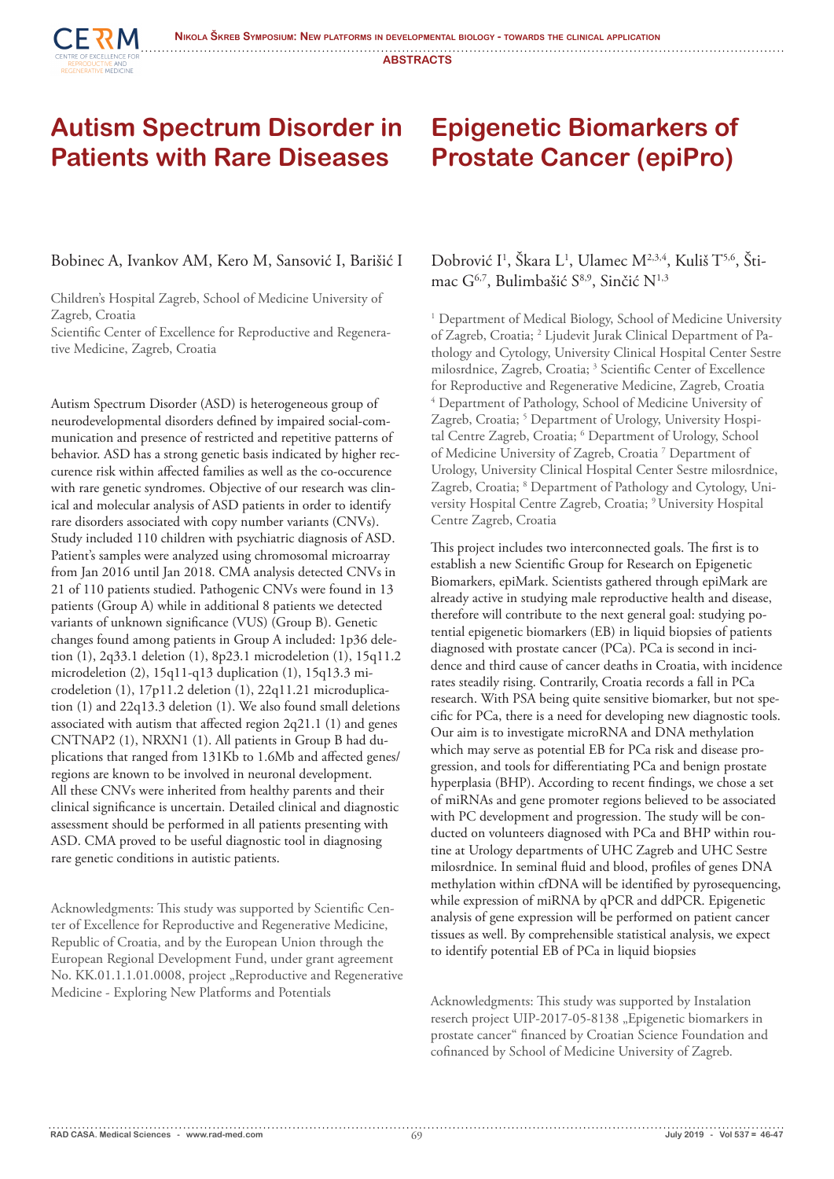# Autism Spectrum Disorder in Patients with Rare Diseases

Bobinec A, Ivankov AM, Kero M, Sansović I, Barišić I

Children's Hospital Zagreb, School of Medicine University of Zagreb, Croatia
Scientific Center of Excellence for Reproductive and Regenerative Medicine, Zagreb, Croatia

Autism Spectrum Disorder (ASD) is heterogeneous group of neurodevelopmental disorders defined by impaired social-communication and presence of restricted and repetitive patterns of behavior. ASD has a strong genetic basis indicated by higher reccurence risk within affected families as well as the co-occurence with rare genetic syndromes. Objective of our research was clinical and molecular analysis of ASD patients in order to identify rare disorders associated with copy number variants (CNVs). Study included 110 children with psychiatric diagnosis of ASD. Patient's samples were analyzed using chromosomal microarray from Jan 2016 until Jan 2018. CMA analysis detected CNVs in 21 of 110 patients studied. Pathogenic CNVs were found in 13 patients (Group A) while in additional 8 patients we detected variants of unknown significance (VUS) (Group B). Genetic changes found among patients in Group A included: 1p36 deletion (1), 2q33.1 deletion (1), 8p23.1 microdeletion (1), 15q11.2 microdeletion (2), 15q11-q13 duplication (1), 15q13.3 microdeletion (1), 17p11.2 deletion (1), 22q11.21 microduplication (1) and 22q13.3 deletion (1). We also found small deletions associated with autism that affected region 2q21.1 (1) and genes CNTNAP2 (1), NRXN1 (1). All patients in Group B had duplications that ranged from 131Kb to 1.6Mb and affected genes/regions are known to be involved in neuronal development. All these CNVs were inherited from healthy parents and their clinical significance is uncertain. Detailed clinical and diagnostic assessment should be performed in all patients presenting with ASD. CMA proved to be useful diagnostic tool in diagnosing rare genetic conditions in autistic patients.

Acknowledgments: This study was supported by Scientific Center of Excellence for Reproductive and Regenerative Medicine, Republic of Croatia, and by the European Union through the European Regional Development Fund, under grant agreement No. KK.01.1.1.01.0008, project „Reproductive and Regenerative Medicine - Exploring New Platforms and Potentials

# Epigenetic Biomarkers of Prostate Cancer (epiPro)

Dobrović I[1], Škara L[1], Ulamec M[2,3,4], Kuliš T[5,6], Štimac G[6,7], Bulimbašić S[8,9], Sinčić N[1,3]

[1] Department of Medical Biology, School of Medicine University of Zagreb, Croatia; [2] Ljudevit Jurak Clinical Department of Pathology and Cytology, University Clinical Hospital Center Sestre milosrdnice, Zagreb, Croatia; [3] Scientific Center of Excellence for Reproductive and Regenerative Medicine, Zagreb, Croatia [4] Department of Pathology, School of Medicine University of Zagreb, Croatia; [5] Department of Urology, University Hospital Centre Zagreb, Croatia; [6] Department of Urology, School of Medicine University of Zagreb, Croatia [7] Department of Urology, University Clinical Hospital Center Sestre milosrdnice, Zagreb, Croatia; [8] Department of Pathology and Cytology, University Hospital Centre Zagreb, Croatia; [9] University Hospital Centre Zagreb, Croatia

This project includes two interconnected goals. The first is to establish a new Scientific Group for Research on Epigenetic Biomarkers, epiMark. Scientists gathered through epiMark are already active in studying male reproductive health and disease, therefore will contribute to the next general goal: studying potential epigenetic biomarkers (EB) in liquid biopsies of patients diagnosed with prostate cancer (PCa). PCa is second in incidence and third cause of cancer deaths in Croatia, with incidence rates steadily rising. Contrarily, Croatia records a fall in PCa research. With PSA being quite sensitive biomarker, but not specific for PCa, there is a need for developing new diagnostic tools. Our aim is to investigate microRNA and DNA methylation which may serve as potential EB for PCa risk and disease progression, and tools for differentiating PCa and benign prostate hyperplasia (BHP). According to recent findings, we chose a set of miRNAs and gene promoter regions believed to be associated with PC development and progression. The study will be conducted on volunteers diagnosed with PCa and BHP within routine at Urology departments of UHC Zagreb and UHC Sestre milosrdnice. In seminal fluid and blood, profiles of genes DNA methylation within cfDNA will be identified by pyrosequencing, while expression of miRNA by qPCR and ddPCR. Epigenetic analysis of gene expression will be performed on patient cancer tissues as well. By comprehensible statistical analysis, we expect to identify potential EB of PCa in liquid biopsies

Acknowledgments: This study was supported by Instalation reserch project UIP-2017-05-8138 „Epigenetic biomarkers in prostate cancer" financed by Croatian Science Foundation and cofinanced by School of Medicine University of Zagreb.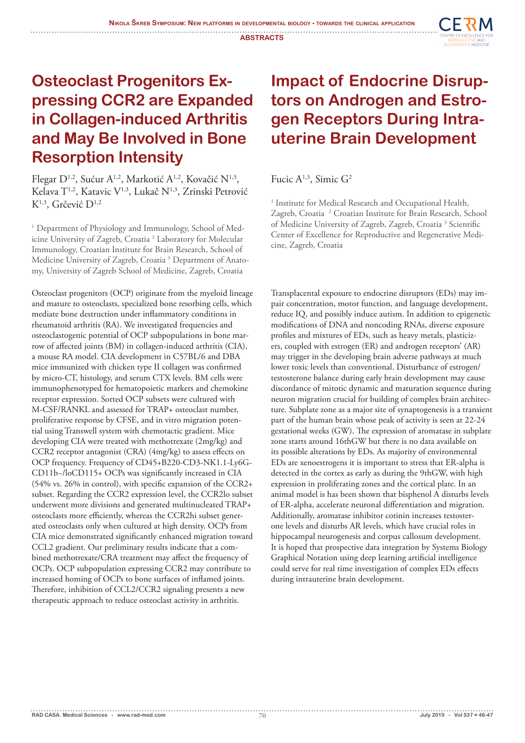# Osteoclast Progenitors Expressing CCR2 are Expanded in Collagen-induced Arthritis and May Be Involved in Bone Resorption Intensity

Flegar D[1,2], Sućur A[1,2], Markotić A[1,2], Kovačić N[1,3], Kelava T[1,2], Katavic V[1,3], Lukač N[1,3], Zrinski Petrović K[1,3], Grčević D[1,2]

[1] Department of Physiology and Immunology, School of Medicine University of Zagreb, Croatia [2] Laboratory for Molecular Immunology, Croatian Institute for Brain Research, School of Medicine University of Zagreb, Croatia [3] Department of Anatomy, University of Zagreb School of Medicine, Zagreb, Croatia

Osteoclast progenitors (OCP) originate from the myeloid lineage and mature to osteoclasts, specialized bone resorbing cells, which mediate bone destruction under inflammatory conditions in rheumatoid arthritis (RA). We investigated frequencies and osteoclastogenic potential of OCP subpopulations in bone marrow of affected joints (BM) in collagen-induced arthritis (CIA), a mouse RA model. CIA development in C57BL/6 and DBA mice immunized with chicken type II collagen was confirmed by micro-CT, histology, and serum CTX levels. BM cells were immunophenotyped for hematopoietic markers and chemokine receptor expression. Sorted OCP subsets were cultured with M-CSF/RANKL and assessed for TRAP+ osteoclast number, proliferative response by CFSE, and in vitro migration potential using Transwell system with chemotactic gradient. Mice developing CIA were treated with methotrexate (2mg/kg) and CCR2 receptor antagonist (CRA) (4mg/kg) to assess effects on OCP frequency. Frequency of CD45+B220-CD3-NK1.1-Ly6G-CD11b–/loCD115+ OCPs was significantly increased in CIA (54% vs. 26% in control), with specific expansion of the CCR2+ subset. Regarding the CCR2 expression level, the CCR2lo subset underwent more divisions and generated multinucleated TRAP+ osteoclasts more efficiently, whereas the CCR2hi subset generated osteoclasts only when cultured at high density. OCPs from CIA mice demonstrated significantly enhanced migration toward CCL2 gradient. Our preliminary results indicate that a combined methotrexate/CRA treatment may affect the frequency of OCPs. OCP subpopulation expressing CCR2 may contribute to increased homing of OCPs to bone surfaces of inflamed joints. Therefore, inhibition of CCL2/CCR2 signaling presents a new therapeutic approach to reduce osteoclast activity in arthritis.

# Impact of Endocrine Disruptors on Androgen and Estrogen Receptors During Intrauterine Brain Development

Fucic A[1,3], Simic G[2]

[1] Institute for Medical Research and Occupational Health, Zagreb, Croatia [2] Croatian Institute for Brain Research, School of Medicine University of Zagreb, Zagreb, Croatia [3] Scientific Center of Excellence for Reproductive and Regenerative Medicine, Zagreb, Croatia

Transplacental exposure to endocrine disruptors (EDs) may impair concentration, motor function, and language development, reduce IQ, and possibly induce autism. In addition to epigenetic modifications of DNA and noncoding RNAs, diverse exposure profiles and mixtures of EDs, such as heavy metals, plasticizers, coupled with estrogen (ER) and androgen receptors' (AR) may trigger in the developing brain adverse pathways at much lower toxic levels than conventional. Disturbance of estrogen/testosterone balance during early brain development may cause discordance of mitotic dynamic and maturation sequence during neuron migration crucial for building of complex brain architecture. Subplate zone as a major site of synaptogenesis is a transient part of the human brain whose peak of activity is seen at 22-24 gestational weeks (GW). The expression of aromatase in subplate zone starts around 16thGW but there is no data available on its possible alterations by EDs. As majority of environmental EDs are xenoestrogens it is important to stress that ER-alpha is detected in the cortex as early as during the 9thGW, with high expression in proliferating zones and the cortical plate. In an animal model is has been shown that bisphenol A disturbs levels of ER-alpha, accelerate neuronal differentiation and migration. Additionally, aromatase inhibitor cotinin increases testosterone levels and disturbs AR levels, which have crucial roles in hippocampal neurogenesis and corpus callosum development. It is hoped that prospective data integration by Systems Biology Graphical Notation using deep learning artificial intelligence could serve for real time investigation of complex EDs effects during intrauterine brain development.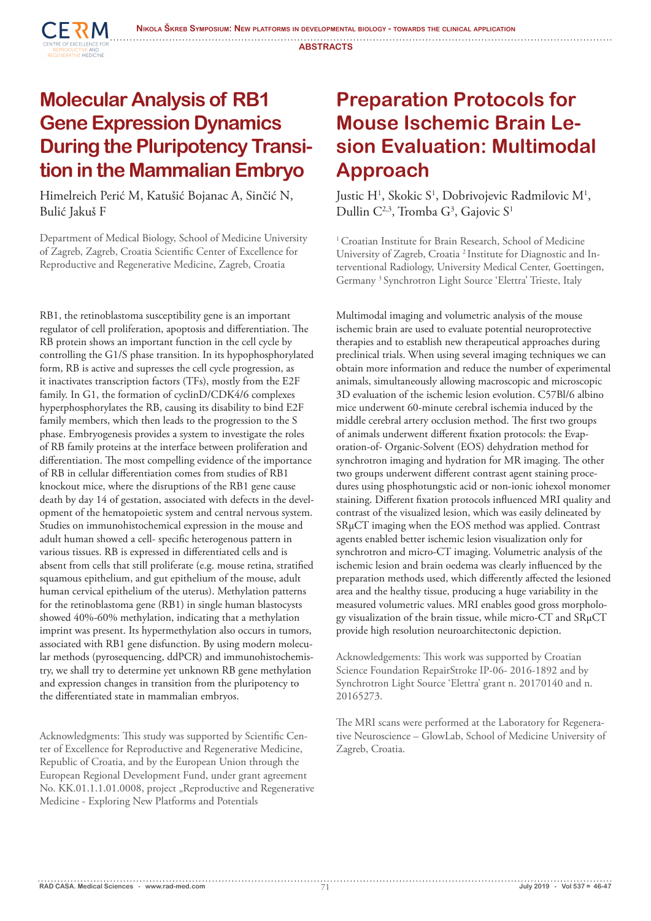# Molecular Analysis of RB1 Gene Expression Dynamics During the Pluripotency Transition in the Mammalian Embryo

Himelreich Perić M, Katušić Bojanac A, Sinčić N, Bulić Jakuš F

Department of Medical Biology, School of Medicine University of Zagreb, Zagreb, Croatia Scientific Center of Excellence for Reproductive and Regenerative Medicine, Zagreb, Croatia

RB1, the retinoblastoma susceptibility gene is an important regulator of cell proliferation, apoptosis and differentiation. The RB protein shows an important function in the cell cycle by controlling the G1/S phase transition. In its hypophosphorylated form, RB is active and supresses the cell cycle progression, as it inactivates transcription factors (TFs), mostly from the E2F family. In G1, the formation of cyclinD/CDK4/6 complexes hyperphosphorylates the RB, causing its disability to bind E2F family members, which then leads to the progression to the S phase. Embryogenesis provides a system to investigate the roles of RB family proteins at the interface between proliferation and differentiation. The most compelling evidence of the importance of RB in cellular differentiation comes from studies of RB1 knockout mice, where the disruptions of the RB1 gene cause death by day 14 of gestation, associated with defects in the development of the hematopoietic system and central nervous system. Studies on immunohistochemical expression in the mouse and adult human showed a cell- specific heterogenous pattern in various tissues. RB is expressed in differentiated cells and is absent from cells that still proliferate (e.g. mouse retina, stratified squamous epithelium, and gut epithelium of the mouse, adult human cervical epithelium of the uterus). Methylation patterns for the retinoblastoma gene (RB1) in single human blastocysts showed 40%-60% methylation, indicating that a methylation imprint was present. Its hypermethylation also occurs in tumors, associated with RB1 gene disfunction. By using modern molecular methods (pyrosequencing, ddPCR) and immunohistochemistry, we shall try to determine yet unknown RB gene methylation and expression changes in transition from the pluripotency to the differentiated state in mammalian embryos.

Acknowledgments: This study was supported by Scientific Center of Excellence for Reproductive and Regenerative Medicine, Republic of Croatia, and by the European Union through the European Regional Development Fund, under grant agreement No. KK.01.1.1.01.0008, project „Reproductive and Regenerative Medicine - Exploring New Platforms and Potentials

# Preparation Protocols for Mouse Ischemic Brain Lesion Evaluation: Multimodal Approach

Justic H[1], Skokic S[1], Dobrivojevic Radmilovic M[1], Dullin C[2,3], Tromba G[3], Gajovic S[1]

[1] Croatian Institute for Brain Research, School of Medicine University of Zagreb, Croatia [2] Institute for Diagnostic and Interventional Radiology, University Medical Center, Goettingen, Germany [3] Synchrotron Light Source 'Elettra' Trieste, Italy

Multimodal imaging and volumetric analysis of the mouse ischemic brain are used to evaluate potential neuroprotective therapies and to establish new therapeutical approaches during preclinical trials. When using several imaging techniques we can obtain more information and reduce the number of experimental animals, simultaneously allowing macroscopic and microscopic 3D evaluation of the ischemic lesion evolution. C57Bl/6 albino mice underwent 60-minute cerebral ischemia induced by the middle cerebral artery occlusion method. The first two groups of animals underwent different fixation protocols: the Evaporation-of- Organic-Solvent (EOS) dehydration method for synchrotron imaging and hydration for MR imaging. The other two groups underwent different contrast agent staining procedures using phosphotungstic acid or non-ionic iohexol monomer staining. Different fixation protocols influenced MRI quality and contrast of the visualized lesion, which was easily delineated by SRμCT imaging when the EOS method was applied. Contrast agents enabled better ischemic lesion visualization only for synchrotron and micro-CT imaging. Volumetric analysis of the ischemic lesion and brain oedema was clearly influenced by the preparation methods used, which differently affected the lesioned area and the healthy tissue, producing a huge variability in the measured volumetric values. MRI enables good gross morphology visualization of the brain tissue, while micro-CT and SRμCT provide high resolution neuroarchitectonic depiction.

Acknowledgements: This work was supported by Croatian Science Foundation RepairStroke IP-06- 2016-1892 and by Synchrotron Light Source 'Elettra' grant n. 20170140 and n. 20165273.

The MRI scans were performed at the Laboratory for Regenerative Neuroscience – GlowLab, School of Medicine University of Zagreb, Croatia.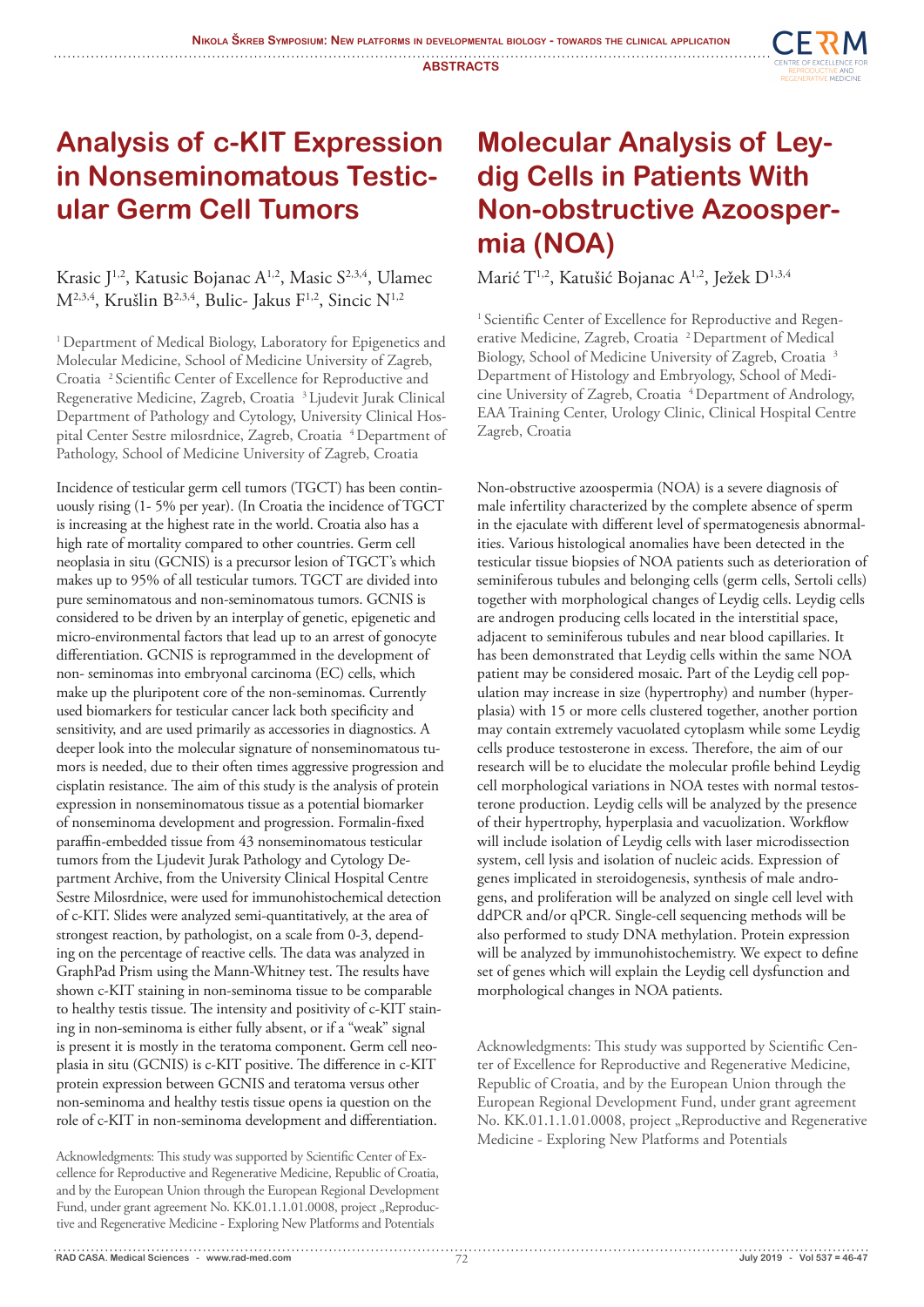# Analysis of c-KIT Expression in Nonseminomatous Testicular Germ Cell Tumors

Krasic J[1,2], Katusic Bojanac A[1,2], Masic S[2,3,4], Ulamec M[2,3,4], Krušlin B[2,3,4], Bulic- Jakus F[1,2], Sincic N[1,2]

[1] Department of Medical Biology, Laboratory for Epigenetics and Molecular Medicine, School of Medicine University of Zagreb, Croatia [2] Scientific Center of Excellence for Reproductive and Regenerative Medicine, Zagreb, Croatia [3] Ljudevit Jurak Clinical Department of Pathology and Cytology, University Clinical Hospital Center Sestre milosrdnice, Zagreb, Croatia [4] Department of Pathology, School of Medicine University of Zagreb, Croatia

Incidence of testicular germ cell tumors (TGCT) has been continuously rising (1- 5% per year). (In Croatia the incidence of TGCT is increasing at the highest rate in the world. Croatia also has a high rate of mortality compared to other countries. Germ cell neoplasia in situ (GCNIS) is a precursor lesion of TGCT's which makes up to 95% of all testicular tumors. TGCT are divided into pure seminomatous and non-seminomatous tumors. GCNIS is considered to be driven by an interplay of genetic, epigenetic and micro-environmental factors that lead up to an arrest of gonocyte differentiation. GCNIS is reprogrammed in the development of non- seminomas into embryonal carcinoma (EC) cells, which make up the pluripotent core of the non-seminomas. Currently used biomarkers for testicular cancer lack both specificity and sensitivity, and are used primarily as accessories in diagnostics. A deeper look into the molecular signature of nonseminomatous tumors is needed, due to their often times aggressive progression and cisplatin resistance. The aim of this study is the analysis of protein expression in nonseminomatous tissue as a potential biomarker of nonseminoma development and progression. Formalin-fixed paraffin-embedded tissue from 43 nonseminomatous testicular tumors from the Ljudevit Jurak Pathology and Cytology Department Archive, from the University Clinical Hospital Centre Sestre Milosrdnice, were used for immunohistochemical detection of c-KIT. Slides were analyzed semi-quantitatively, at the area of strongest reaction, by pathologist, on a scale from 0-3, depending on the percentage of reactive cells. The data was analyzed in GraphPad Prism using the Mann-Whitney test. The results have shown c-KIT staining in non-seminoma tissue to be comparable to healthy testis tissue. The intensity and positivity of c-KIT staining in non-seminoma is either fully absent, or if a "weak" signal is present it is mostly in the teratoma component. Germ cell neoplasia in situ (GCNIS) is c-KIT positive. The difference in c-KIT protein expression between GCNIS and teratoma versus other non-seminoma and healthy testis tissue opens ia question on the role of c-KIT in non-seminoma development and differentiation.

Acknowledgments: This study was supported by Scientific Center of Excellence for Reproductive and Regenerative Medicine, Republic of Croatia, and by the European Union through the European Regional Development Fund, under grant agreement No. KK.01.1.1.01.0008, project „Reproductive and Regenerative Medicine - Exploring New Platforms and Potentials

# Molecular Analysis of Leydig Cells in Patients With Non-obstructive Azoospermia (NOA)

Marić T[1,2], Katušić Bojanac A[1,2], Ježek D[1,3,4]

[1] Scientific Center of Excellence for Reproductive and Regenerative Medicine, Zagreb, Croatia [2] Department of Medical Biology, School of Medicine University of Zagreb, Croatia [3] Department of Histology and Embryology, School of Medicine University of Zagreb, Croatia [4] Department of Andrology, EAA Training Center, Urology Clinic, Clinical Hospital Centre Zagreb, Croatia

Non-obstructive azoospermia (NOA) is a severe diagnosis of male infertility characterized by the complete absence of sperm in the ejaculate with different level of spermatogenesis abnormalities. Various histological anomalies have been detected in the testicular tissue biopsies of NOA patients such as deterioration of seminiferous tubules and belonging cells (germ cells, Sertoli cells) together with morphological changes of Leydig cells. Leydig cells are androgen producing cells located in the interstitial space, adjacent to seminiferous tubules and near blood capillaries. It has been demonstrated that Leydig cells within the same NOA patient may be considered mosaic. Part of the Leydig cell population may increase in size (hypertrophy) and number (hyperplasia) with 15 or more cells clustered together, another portion may contain extremely vacuolated cytoplasm while some Leydig cells produce testosterone in excess. Therefore, the aim of our research will be to elucidate the molecular profile behind Leydig cell morphological variations in NOA testes with normal testosterone production. Leydig cells will be analyzed by the presence of their hypertrophy, hyperplasia and vacuolization. Workflow will include isolation of Leydig cells with laser microdissection system, cell lysis and isolation of nucleic acids. Expression of genes implicated in steroidogenesis, synthesis of male androgens, and proliferation will be analyzed on single cell level with ddPCR and/or qPCR. Single-cell sequencing methods will be also performed to study DNA methylation. Protein expression will be analyzed by immunohistochemistry. We expect to define set of genes which will explain the Leydig cell dysfunction and morphological changes in NOA patients.

Acknowledgments: This study was supported by Scientific Center of Excellence for Reproductive and Regenerative Medicine, Republic of Croatia, and by the European Union through the European Regional Development Fund, under grant agreement No. KK.01.1.1.01.0008, project „Reproductive and Regenerative Medicine - Exploring New Platforms and Potentials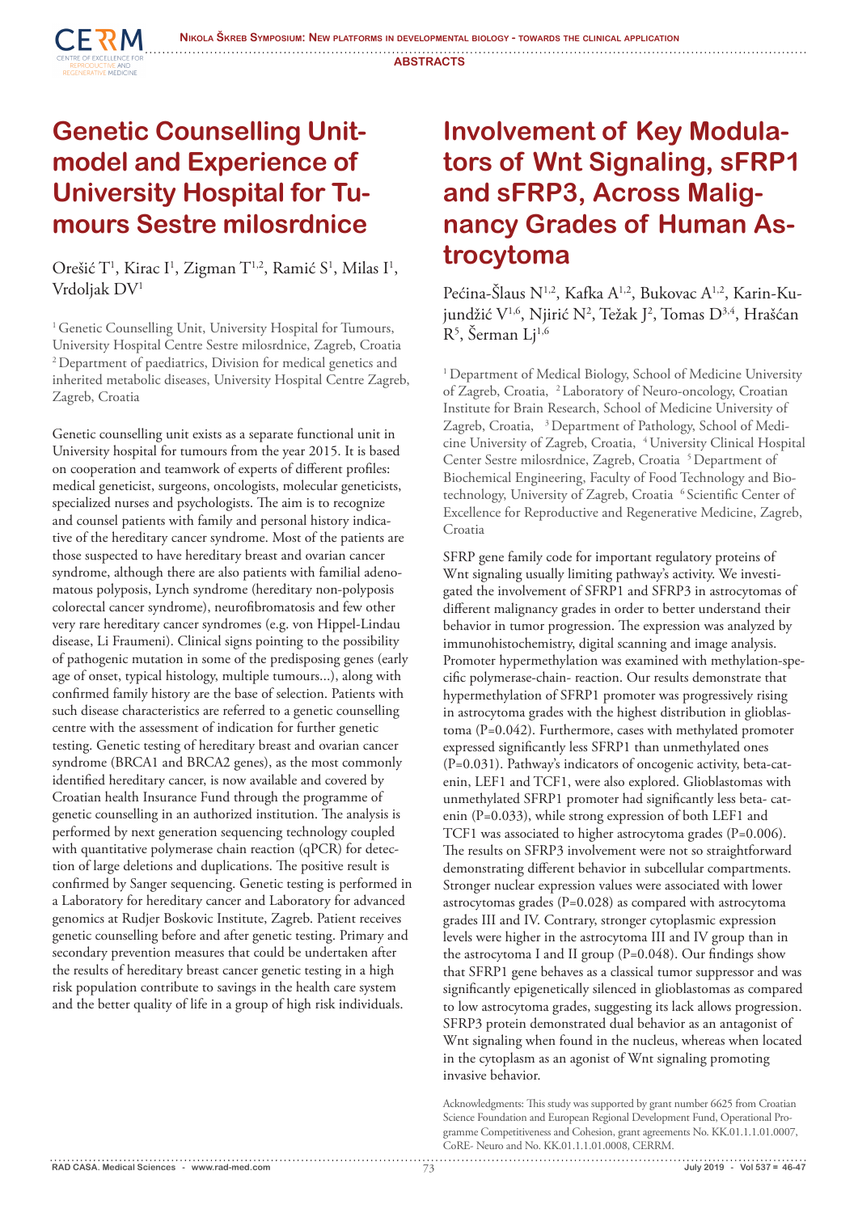# Genetic Counselling Unit-model and Experience of University Hospital for Tumours Sestre milosrdnice

Orešić T[1], Kirac I[1], Zigman T[1,2], Ramić S[1], Milas I[1], Vrdoljak DV[1]

[1] Genetic Counselling Unit, University Hospital for Tumours, University Hospital Centre Sestre milosrdnice, Zagreb, Croatia
[2] Department of paediatrics, Division for medical genetics and inherited metabolic diseases, University Hospital Centre Zagreb, Zagreb, Croatia

Genetic counselling unit exists as a separate functional unit in University hospital for tumours from the year 2015. It is based on cooperation and teamwork of experts of different profiles: medical geneticist, surgeons, oncologists, molecular geneticists, specialized nurses and psychologists. The aim is to recognize and counsel patients with family and personal history indicative of the hereditary cancer syndrome. Most of the patients are those suspected to have hereditary breast and ovarian cancer syndrome, although there are also patients with familial adenomatous polyposis, Lynch syndrome (hereditary non-polyposis colorectal cancer syndrome), neurofibromatosis and few other very rare hereditary cancer syndromes (e.g. von Hippel-Lindau disease, Li Fraumeni). Clinical signs pointing to the possibility of pathogenic mutation in some of the predisposing genes (early age of onset, typical histology, multiple tumours...), along with confirmed family history are the base of selection. Patients with such disease characteristics are referred to a genetic counselling centre with the assessment of indication for further genetic testing. Genetic testing of hereditary breast and ovarian cancer syndrome (BRCA1 and BRCA2 genes), as the most commonly identified hereditary cancer, is now available and covered by Croatian health Insurance Fund through the programme of genetic counselling in an authorized institution. The analysis is performed by next generation sequencing technology coupled with quantitative polymerase chain reaction (qPCR) for detection of large deletions and duplications. The positive result is confirmed by Sanger sequencing. Genetic testing is performed in a Laboratory for hereditary cancer and Laboratory for advanced genomics at Rudjer Boskovic Institute, Zagreb. Patient receives genetic counselling before and after genetic testing. Primary and secondary prevention measures that could be undertaken after the results of hereditary breast cancer genetic testing in a high risk population contribute to savings in the health care system and the better quality of life in a group of high risk individuals.

# Involvement of Key Modulators of Wnt Signaling, sFRP1 and sFRP3, Across Malignancy Grades of Human Astrocytoma

Pećina-Šlaus N[1,2], Kafka A[1,2], Bukovac A[1,2], Karin-Kujundžić V[1,6], Njirić N[2], Težak J[2], Tomas D[3,4], Hrašćan R[5], Šerman Lj[1,6]

[1] Department of Medical Biology, School of Medicine University of Zagreb, Croatia, [2] Laboratory of Neuro-oncology, Croatian Institute for Brain Research, School of Medicine University of Zagreb, Croatia, [3] Department of Pathology, School of Medicine University of Zagreb, Croatia, [4] University Clinical Hospital Center Sestre milosrdnice, Zagreb, Croatia [5] Department of Biochemical Engineering, Faculty of Food Technology and Biotechnology, University of Zagreb, Croatia [6] Scientific Center of Excellence for Reproductive and Regenerative Medicine, Zagreb, Croatia

SFRP gene family code for important regulatory proteins of Wnt signaling usually limiting pathway's activity. We investigated the involvement of SFRP1 and SFRP3 in astrocytomas of different malignancy grades in order to better understand their behavior in tumor progression. The expression was analyzed by immunohistochemistry, digital scanning and image analysis. Promoter hypermethylation was examined with methylation-specific polymerase-chain- reaction. Our results demonstrate that hypermethylation of SFRP1 promoter was progressively rising in astrocytoma grades with the highest distribution in glioblastoma ($P=0.042$). Furthermore, cases with methylated promoter expressed significantly less SFRP1 than unmethylated ones ($P=0.031$). Pathway's indicators of oncogenic activity, beta-catenin, LEF1 and TCF1, were also explored. Glioblastomas with unmethylated SFRP1 promoter had significantly less beta- catenin ($P=0.033$), while strong expression of both LEF1 and TCF1 was associated to higher astrocytoma grades ($P=0.006$). The results on SFRP3 involvement were not so straightforward demonstrating different behavior in subcellular compartments. Stronger nuclear expression values were associated with lower astrocytomas grades ($P=0.028$) as compared with astrocytoma grades III and IV. Contrary, stronger cytoplasmic expression levels were higher in the astrocytoma III and IV group than in the astrocytoma I and II group ($P=0.048$). Our findings show that SFRP1 gene behaves as a classical tumor suppressor and was significantly epigenetically silenced in glioblastomas as compared to low astrocytoma grades, suggesting its lack allows progression. SFRP3 protein demonstrated dual behavior as an antagonist of Wnt signaling when found in the nucleus, whereas when located in the cytoplasm as an agonist of Wnt signaling promoting invasive behavior.

Acknowledgments: This study was supported by grant number 6625 from Croatian Science Foundation and European Regional Development Fund, Operational Programme Competitiveness and Cohesion, grant agreements No. KK.01.1.1.01.0007, CoRE- Neuro and No. KK.01.1.1.01.0008, CERRM.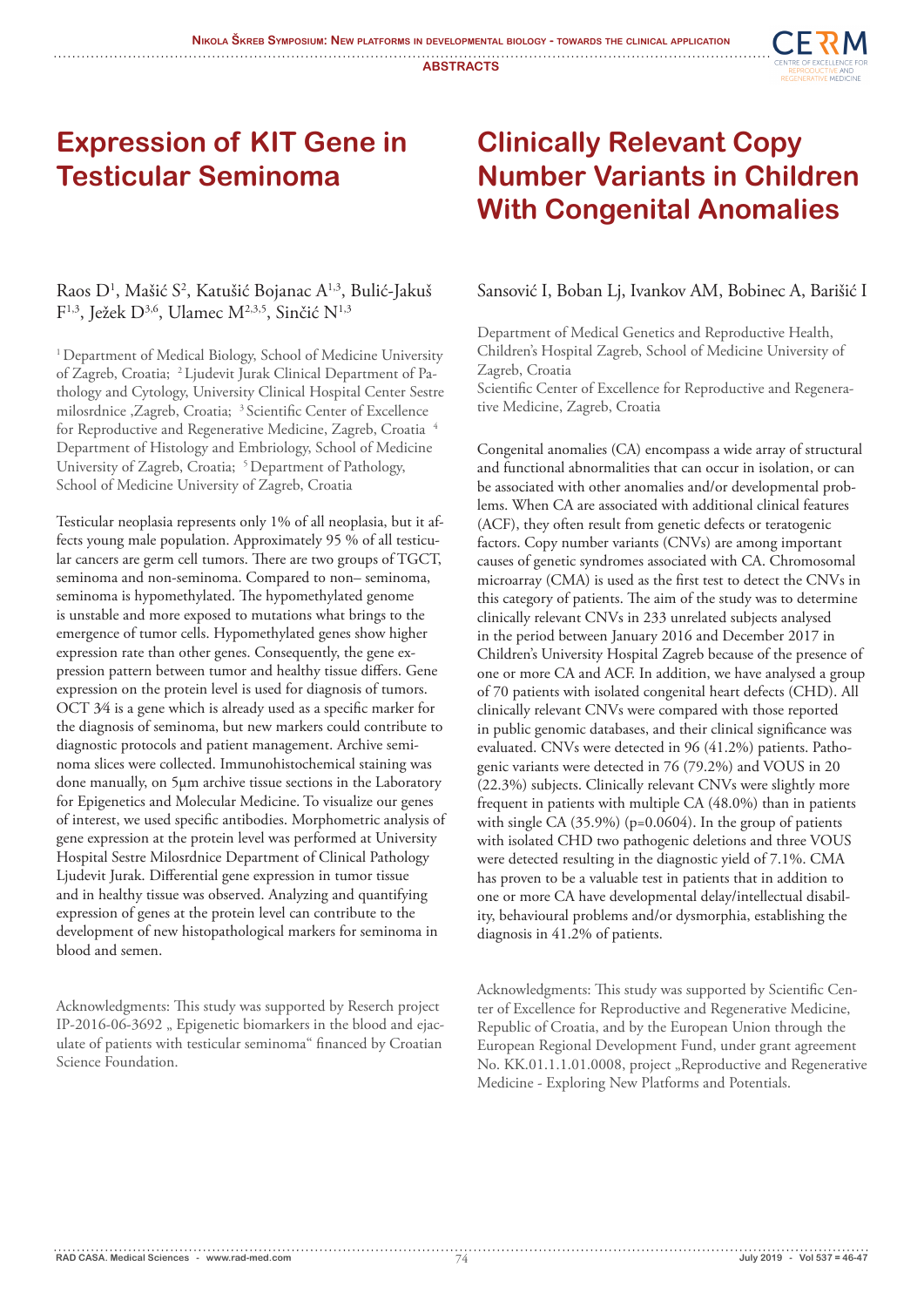# Expression of KIT Gene in Testicular Seminoma

Raos D[1], Mašić S[2], Katušić Bojanac A[1,3], Bulić-Jakuš F[1,3], Ježek D[3,6], Ulamec M[2,3,5], Sinčić N[1,3]

[1] Department of Medical Biology, School of Medicine University of Zagreb, Croatia; [2] Ljudevit Jurak Clinical Department of Pathology and Cytology, University Clinical Hospital Center Sestre milosrdnice ,Zagreb, Croatia; [3] Scientific Center of Excellence for Reproductive and Regenerative Medicine, Zagreb, Croatia [4] Department of Histology and Embriology, School of Medicine University of Zagreb, Croatia; [5] Department of Pathology, School of Medicine University of Zagreb, Croatia

Testicular neoplasia represents only 1% of all neoplasia, but it affects young male population. Approximately 95 % of all testicular cancers are germ cell tumors. There are two groups of TGCT, seminoma and non-seminoma. Compared to non– seminoma, seminoma is hypomethylated. The hypomethylated genome is unstable and more exposed to mutations what brings to the emergence of tumor cells. Hypomethylated genes show higher expression rate than other genes. Consequently, the gene expression pattern between tumor and healthy tissue differs. Gene expression on the protein level is used for diagnosis of tumors. OCT 3⁄4 is a gene which is already used as a specific marker for the diagnosis of seminoma, but new markers could contribute to diagnostic protocols and patient management. Archive seminoma slices were collected. Immunohistochemical staining was done manually, on 5μm archive tissue sections in the Laboratory for Epigenetics and Molecular Medicine. To visualize our genes of interest, we used specific antibodies. Morphometric analysis of gene expression at the protein level was performed at University Hospital Sestre Milosrdnice Department of Clinical Pathology Ljudevit Jurak. Differential gene expression in tumor tissue and in healthy tissue was observed. Analyzing and quantifying expression of genes at the protein level can contribute to the development of new histopathological markers for seminoma in blood and semen.

Acknowledgments: This study was supported by Reserch project IP-2016-06-3692 „ Epigenetic biomarkers in the blood and ejaculate of patients with testicular seminoma" financed by Croatian Science Foundation.

# Clinically Relevant Copy Number Variants in Children With Congenital Anomalies

Sansović I, Boban Lj, Ivankov AM, Bobinec A, Barišić I

Department of Medical Genetics and Reproductive Health, Children's Hospital Zagreb, School of Medicine University of Zagreb, Croatia
Scientific Center of Excellence for Reproductive and Regenerative Medicine, Zagreb, Croatia

Congenital anomalies (CA) encompass a wide array of structural and functional abnormalities that can occur in isolation, or can be associated with other anomalies and/or developmental problems. When CA are associated with additional clinical features (ACF), they often result from genetic defects or teratogenic factors. Copy number variants (CNVs) are among important causes of genetic syndromes associated with CA. Chromosomal microarray (CMA) is used as the first test to detect the CNVs in this category of patients. The aim of the study was to determine clinically relevant CNVs in 233 unrelated subjects analysed in the period between January 2016 and December 2017 in Children's University Hospital Zagreb because of the presence of one or more CA and ACF. In addition, we have analysed a group of 70 patients with isolated congenital heart defects (CHD). All clinically relevant CNVs were compared with those reported in public genomic databases, and their clinical significance was evaluated. CNVs were detected in 96 (41.2%) patients. Pathogenic variants were detected in 76 (79.2%) and VOUS in 20 (22.3%) subjects. Clinically relevant CNVs were slightly more frequent in patients with multiple CA (48.0%) than in patients with single CA (35.9%) (p=0.0604). In the group of patients with isolated CHD two pathogenic deletions and three VOUS were detected resulting in the diagnostic yield of 7.1%. CMA has proven to be a valuable test in patients that in addition to one or more CA have developmental delay/intellectual disability, behavioural problems and/or dysmorphia, establishing the diagnosis in 41.2% of patients.

Acknowledgments: This study was supported by Scientific Center of Excellence for Reproductive and Regenerative Medicine, Republic of Croatia, and by the European Union through the European Regional Development Fund, under grant agreement No. KK.01.1.1.01.0008, project „Reproductive and Regenerative Medicine - Exploring New Platforms and Potentials.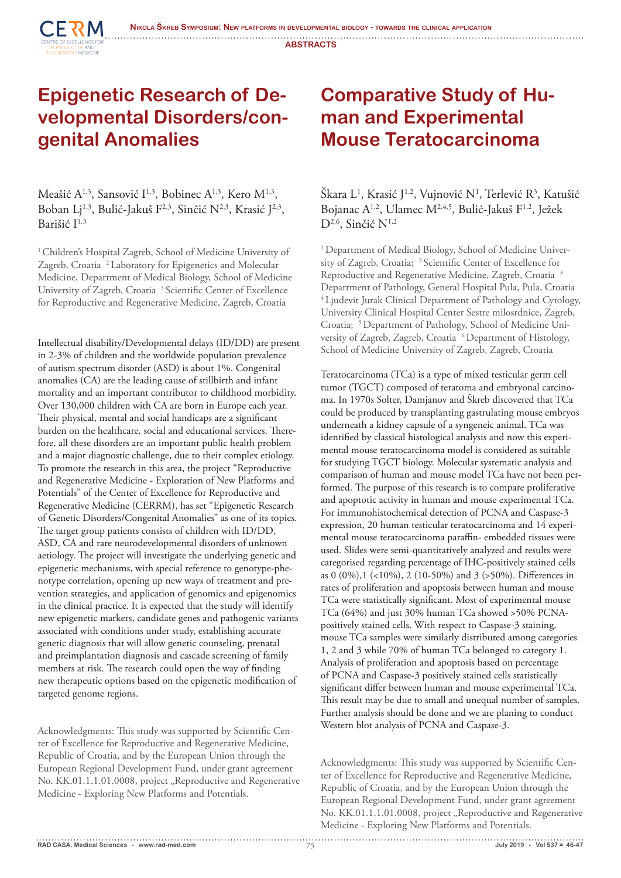# Epigenetic Research of Developmental Disorders/congenital Anomalies

Meašić A[1,3], Sansović I[1,3], Bobinec A[1,3], Kero M[1,3], Boban Lj[1,3], Bulić-Jakuš F[2,3], Sinčić N[2,3], Krasić J[2,3], Barišić I[1,3]

[1] Children's Hospital Zagreb, School of Medicine University of Zagreb, Croatia [2] Laboratory for Epigenetics and Molecular Medicine, Department of Medical Biology, School of Medicine University of Zagreb, Croatia [3] Scientific Center of Excellence for Reproductive and Regenerative Medicine, Zagreb, Croatia

Intellectual disability/Developmental delays (ID/DD) are present in 2-3% of children and the worldwide population prevalence of autism spectrum disorder (ASD) is about 1%. Congenital anomalies (CA) are the leading cause of stillbirth and infant mortality and an important contributor to childhood morbidity. Over 130,000 children with CA are born in Europe each year. Their physical, mental and social handicaps are a significant burden on the healthcare, social and educational services. Therefore, all these disorders are an important public health problem and a major diagnostic challenge, due to their complex etiology. To promote the research in this area, the project "Reproductive and Regenerative Medicine - Exploration of New Platforms and Potentials" of the Center of Excellence for Reproductive and Regenerative Medicine (CERRM), has set "Epigenetic Research of Genetic Disorders/Congenital Anomalies" as one of its topics. The target group patients consists of children with ID/DD, ASD, CA and rare neurodevelopmental disorders of unknown aetiology. The project will investigate the underlying genetic and epigenetic mechanisms, with special reference to genotype-phenotype correlation, opening up new ways of treatment and prevention strategies, and application of genomics and epigenomics in the clinical practice. It is expected that the study will identify new epigenetic markers, candidate genes and pathogenic variants associated with conditions under study, establishing accurate genetic diagnosis that will allow genetic counseling, prenatal and preimplantation diagnosis and cascade screening of family members at risk. The research could open the way of finding new therapeutic options based on the epigenetic modification of targeted genome regions.

Acknowledgments: This study was supported by Scientific Center of Excellence for Reproductive and Regenerative Medicine, Republic of Croatia, and by the European Union through the European Regional Development Fund, under grant agreement No. KK.01.1.1.01.0008, project „Reproductive and Regenerative Medicine - Exploring New Platforms and Potentials.

# Comparative Study of Human and Experimental Mouse Teratocarcinoma

Škara L[1], Krasić J[1,2], Vujnović N[1], Terlević R[3], Katušić Bojanac A[1,2], Ulamec M[2,4,5], Bulić-Jakuš F[1,2], Ježek D[2,6], Sinčić N[1,2]

[1] Department of Medical Biology, School of Medicine University of Zagreb, Croatia; [2] Scientific Center of Excellence for Reproductive and Regenerative Medicine, Zagreb, Croatia [3] Department of Pathology, General Hospital Pula, Pula, Croatia [4] Ljudevit Jurak Clinical Department of Pathology and Cytology, University Clinical Hospital Center Sestre milosrdnice, Zagreb, Croatia; [5] Department of Pathology, School of Medicine University of Zagreb, Zagreb, Croatia [6] Department of Histology, School of Medicine University of Zagreb, Zagreb, Croatia

Teratocarcinoma (TCa) is a type of mixed testicular germ cell tumor (TGCT) composed of teratoma and embryonal carcinoma. In 1970s Solter, Damjanov and Škreb discovered that TCa could be produced by transplanting gastrulating mouse embryos underneath a kidney capsule of a syngeneic animal. TCa was identified by classical histological analysis and now this experimental mouse teratocarcinoma model is considered as suitable for studying TGCT biology. Molecular systematic analysis and comparison of human and mouse model TCa have not been performed. The purpose of this research is to compare proliferative and apoptotic activity in human and mouse experimental TCa. For immunohistochemical detection of PCNA and Caspase-3 expression, 20 human testicular teratocarcinoma and 14 experimental mouse teratocarcinoma paraffin- embedded tissues were used. Slides were semi-quantitatively analyzed and results were categorised regarding percentage of IHC-positively stained cells as 0 (0%),1 (<10%), 2 (10-50%) and 3 (>50%). Differences in rates of proliferation and apoptosis between human and mouse TCa were statistically significant. Most of experimental mouse TCa (64%) and just 30% human TCa showed >50% PCNA-positively stained cells. With respect to Caspase-3 staining, mouse TCa samples were similarly distributed among categories 1, 2 and 3 while 70% of human TCa belonged to category 1. Analysis of proliferation and apoptosis based on percentage of PCNA and Caspase-3 positively stained cells statistically significant differ between human and mouse experimental TCa. This result may be due to small and unequal number of samples. Further analysis should be done and we are planing to conduct Western blot analysis of PCNA and Caspase-3.

Acknowledgments: This study was supported by Scientific Center of Excellence for Reproductive and Regenerative Medicine, Republic of Croatia, and by the European Union through the European Regional Development Fund, under grant agreement No. KK.01.1.1.01.0008, project „Reproductive and Regenerative Medicine - Exploring New Platforms and Potentials.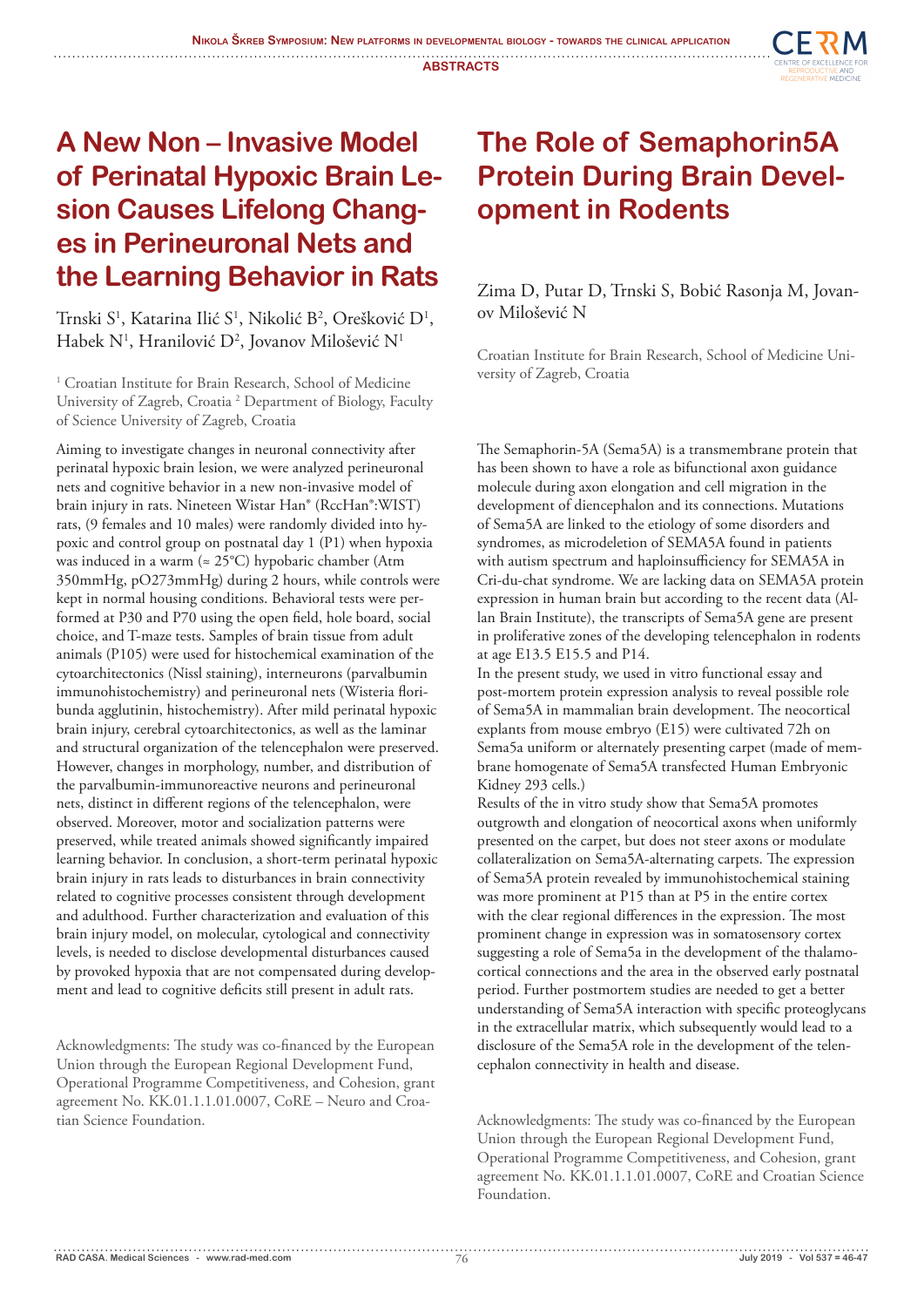# A New Non – Invasive Model of Perinatal Hypoxic Brain Lesion Causes Lifelong Changes in Perineuronal Nets and the Learning Behavior in Rats

Trnski S[1], Katarina Ilić S[1], Nikolić B[2], Orešković D[1], Habek N[1], Hranilović D[2], Jovanov Milošević N[1]

[1] Croatian Institute for Brain Research, School of Medicine University of Zagreb, Croatia [2] Department of Biology, Faculty of Science University of Zagreb, Croatia

Aiming to investigate changes in neuronal connectivity after perinatal hypoxic brain lesion, we were analyzed perineuronal nets and cognitive behavior in a new non-invasive model of brain injury in rats. Nineteen Wistar Han® (RccHan®:WIST) rats, (9 females and 10 males) were randomly divided into hypoxic and control group on postnatal day 1 (P1) when hypoxia was induced in a warm (≈ 25°C) hypobaric chamber (Atm 350mmHg, pO273mmHg) during 2 hours, while controls were kept in normal housing conditions. Behavioral tests were performed at P30 and P70 using the open field, hole board, social choice, and T-maze tests. Samples of brain tissue from adult animals (P105) were used for histochemical examination of the cytoarchitectonics (Nissl staining), interneurons (parvalbumin immunohistochemistry) and perineuronal nets (Wisteria floribunda agglutinin, histochemistry). After mild perinatal hypoxic brain injury, cerebral cytoarchitectonics, as well as the laminar and structural organization of the telencephalon were preserved. However, changes in morphology, number, and distribution of the parvalbumin-immunoreactive neurons and perineuronal nets, distinct in different regions of the telencephalon, were observed. Moreover, motor and socialization patterns were preserved, while treated animals showed significantly impaired learning behavior. In conclusion, a short-term perinatal hypoxic brain injury in rats leads to disturbances in brain connectivity related to cognitive processes consistent through development and adulthood. Further characterization and evaluation of this brain injury model, on molecular, cytological and connectivity levels, is needed to disclose developmental disturbances caused by provoked hypoxia that are not compensated during development and lead to cognitive deficits still present in adult rats.

Acknowledgments: The study was co-financed by the European Union through the European Regional Development Fund, Operational Programme Competitiveness, and Cohesion, grant agreement No. KK.01.1.1.01.0007, CoRE – Neuro and Croatian Science Foundation.

# The Role of Semaphorin5A Protein During Brain Development in Rodents

Zima D, Putar D, Trnski S, Bobić Rasonja M, Jovanov Milošević N

Croatian Institute for Brain Research, School of Medicine University of Zagreb, Croatia

The Semaphorin-5A (Sema5A) is a transmembrane protein that has been shown to have a role as bifunctional axon guidance molecule during axon elongation and cell migration in the development of diencephalon and its connections. Mutations of Sema5A are linked to the etiology of some disorders and syndromes, as microdeletion of SEMA5A found in patients with autism spectrum and haploinsufficiency for SEMA5A in Cri-du-chat syndrome. We are lacking data on SEMA5A protein expression in human brain but according to the recent data (Allan Brain Institute), the transcripts of Sema5A gene are present in proliferative zones of the developing telencephalon in rodents at age E13.5 E15.5 and P14.

In the present study, we used in vitro functional essay and post-mortem protein expression analysis to reveal possible role of Sema5A in mammalian brain development. The neocortical explants from mouse embryo (E15) were cultivated 72h on Sema5a uniform or alternately presenting carpet (made of membrane homogenate of Sema5A transfected Human Embryonic Kidney 293 cells.)

Results of the in vitro study show that Sema5A promotes outgrowth and elongation of neocortical axons when uniformly presented on the carpet, but does not steer axons or modulate collateralization on Sema5A-alternating carpets. The expression of Sema5A protein revealed by immunohistochemical staining was more prominent at P15 than at P5 in the entire cortex with the clear regional differences in the expression. The most prominent change in expression was in somatosensory cortex suggesting a role of Sema5a in the development of the thalamocortical connections and the area in the observed early postnatal period. Further postmortem studies are needed to get a better understanding of Sema5A interaction with specific proteoglycans in the extracellular matrix, which subsequently would lead to a disclosure of the Sema5A role in the development of the telencephalon connectivity in health and disease.

Acknowledgments: The study was co-financed by the European Union through the European Regional Development Fund, Operational Programme Competitiveness, and Cohesion, grant agreement No. KK.01.1.1.01.0007, CoRE and Croatian Science Foundation.